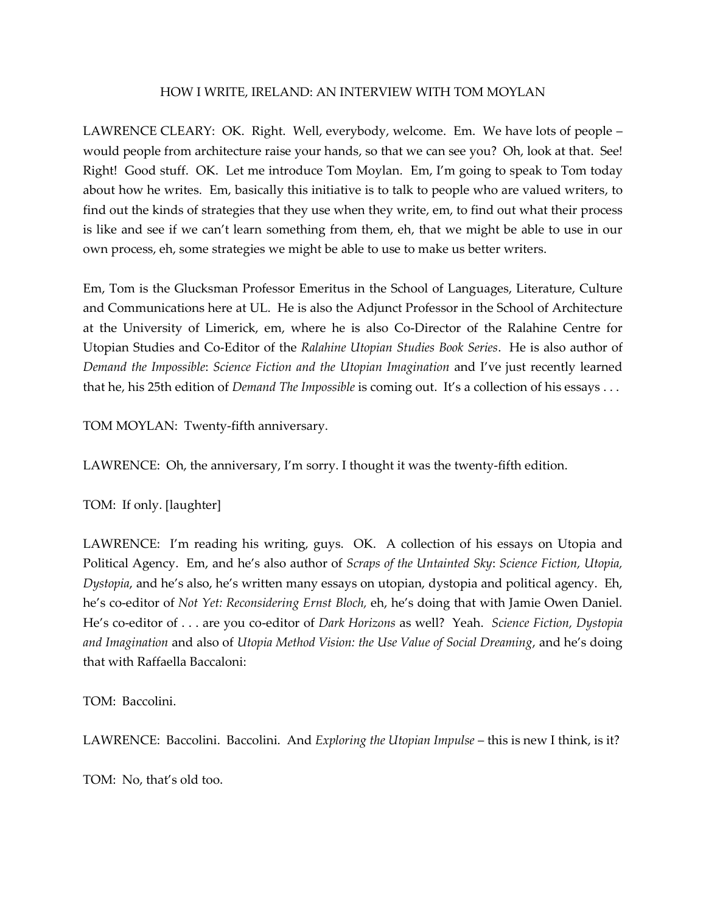# HOW I WRITE, IRELAND: AN INTERVIEW WITH TOM MOYLAN

LAWRENCE CLEARY: OK. Right. Well, everybody, welcome. Em. We have lots of people – would people from architecture raise your hands, so that we can see you? Oh, look at that. See! Right! Good stuff. OK. Let me introduce Tom Moylan. Em, I'm going to speak to Tom today about how he writes. Em, basically this initiative is to talk to people who are valued writers, to find out the kinds of strategies that they use when they write, em, to find out what their process is like and see if we can't learn something from them, eh, that we might be able to use in our own process, eh, some strategies we might be able to use to make us better writers.

Em, Tom is the Glucksman Professor Emeritus in the School of Languages, Literature, Culture and Communications here at UL. He is also the Adjunct Professor in the School of Architecture at the University of Limerick, em, where he is also Co-Director of the Ralahine Centre for Utopian Studies and Co-Editor of the *Ralahine Utopian Studies Book Series*. He is also author of *Demand the Impossible*: *Science Fiction and the Utopian Imagination* and I've just recently learned that he, his 25th edition of *Demand The Impossible* is coming out. It's a collection of his essays . . .

TOM MOYLAN: Twenty-fifth anniversary.

LAWRENCE: Oh, the anniversary, I'm sorry. I thought it was the twenty-fifth edition.

TOM: If only. [laughter]

LAWRENCE: I'm reading his writing, guys. OK. A collection of his essays on Utopia and Political Agency. Em, and he's also author of *Scraps of the Untainted Sky*: *Science Fiction, Utopia, Dystopia*, and he's also, he's written many essays on utopian, dystopia and political agency. Eh, he's co-editor of *Not Yet: Reconsidering Ernst Bloch,* eh, he's doing that with Jamie Owen Daniel. He's co-editor of . . . are you co-editor of *Dark Horizons* as well? Yeah. *Science Fiction, Dystopia and Imagination* and also of *Utopia Method Vision: the Use Value of Social Dreaming*, and he's doing that with Raffaella Baccaloni:

TOM: Baccolini.

LAWRENCE: Baccolini. Baccolini. And *Exploring the Utopian Impulse* – this is new I think, is it?

TOM: No, that's old too.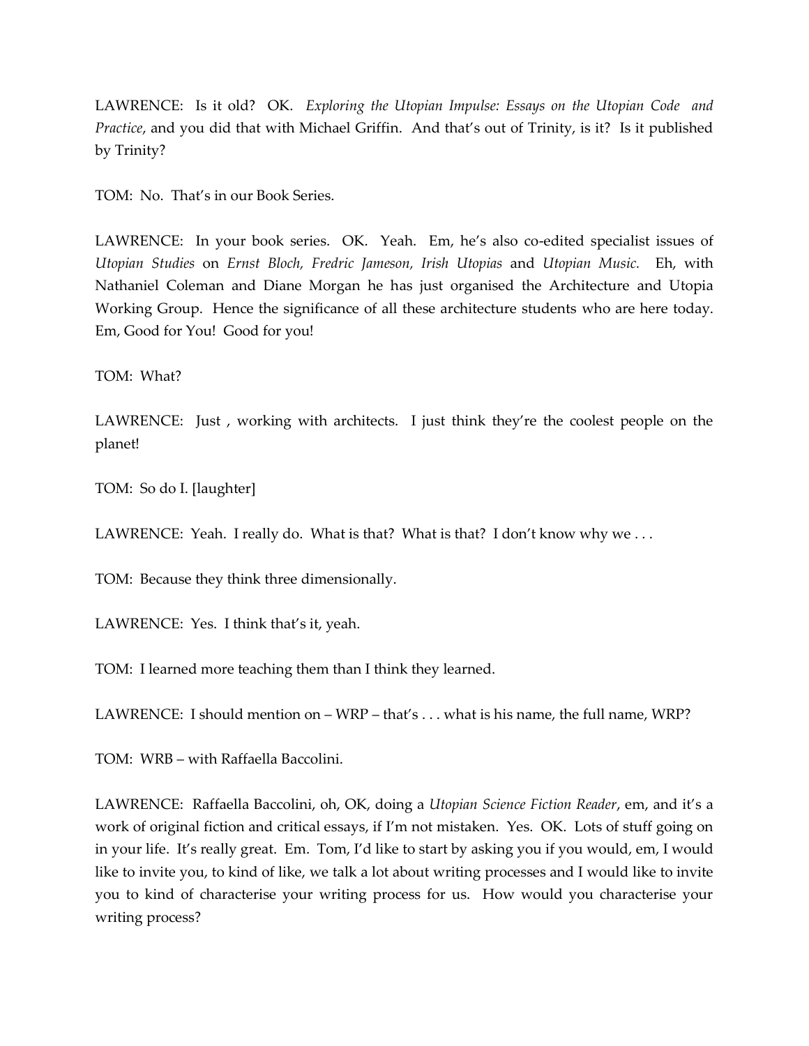LAWRENCE: Is it old? OK. *Exploring the Utopian Impulse: Essays on the Utopian Code and Practice*, and you did that with Michael Griffin. And that's out of Trinity, is it? Is it published by Trinity?

TOM: No. That's in our Book Series.

LAWRENCE: In your book series. OK. Yeah. Em, he's also co-edited specialist issues of *Utopian Studies* on *Ernst Bloch, Fredric Jameson, Irish Utopias* and *Utopian Music.* Eh, with Nathaniel Coleman and Diane Morgan he has just organised the Architecture and Utopia Working Group. Hence the significance of all these architecture students who are here today. Em, Good for You! Good for you!

TOM: What?

LAWRENCE: Just , working with architects. I just think they're the coolest people on the planet!

TOM: So do I. [laughter]

LAWRENCE: Yeah. I really do. What is that? What is that? I don't know why we . . .

TOM: Because they think three dimensionally.

LAWRENCE: Yes. I think that's it, yeah.

TOM: I learned more teaching them than I think they learned.

LAWRENCE: I should mention on – WRP – that's . . . what is his name, the full name, WRP?

TOM: WRB – with Raffaella Baccolini.

LAWRENCE: Raffaella Baccolini, oh, OK, doing a *Utopian Science Fiction Reader*, em, and it's a work of original fiction and critical essays, if I'm not mistaken. Yes. OK. Lots of stuff going on in your life. It's really great. Em. Tom, I'd like to start by asking you if you would, em, I would like to invite you, to kind of like, we talk a lot about writing processes and I would like to invite you to kind of characterise your writing process for us. How would you characterise your writing process?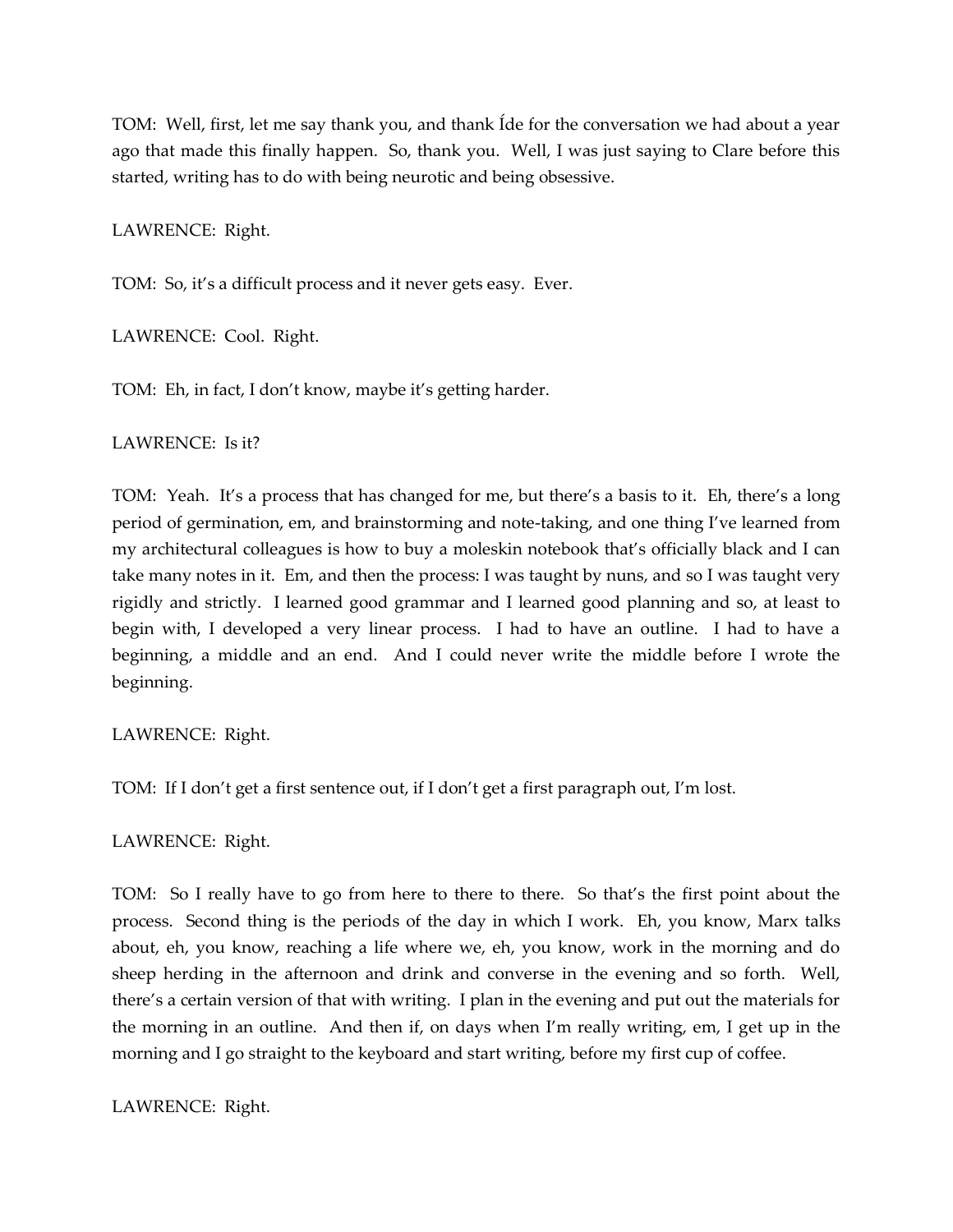TOM: Well, first, let me say thank you, and thank Íde for the conversation we had about a year ago that made this finally happen. So, thank you. Well, I was just saying to Clare before this started, writing has to do with being neurotic and being obsessive.

LAWRENCE: Right.

TOM: So, it's a difficult process and it never gets easy. Ever.

LAWRENCE: Cool. Right.

TOM: Eh, in fact, I don't know, maybe it's getting harder.

LAWRENCE: Is it?

TOM: Yeah. It's a process that has changed for me, but there's a basis to it. Eh, there's a long period of germination, em, and brainstorming and note-taking, and one thing I've learned from my architectural colleagues is how to buy a moleskin notebook that's officially black and I can take many notes in it. Em, and then the process: I was taught by nuns, and so I was taught very rigidly and strictly. I learned good grammar and I learned good planning and so, at least to begin with, I developed a very linear process. I had to have an outline. I had to have a beginning, a middle and an end. And I could never write the middle before I wrote the beginning.

LAWRENCE: Right.

TOM: If I don't get a first sentence out, if I don't get a first paragraph out, I'm lost.

LAWRENCE: Right.

TOM: So I really have to go from here to there to there. So that's the first point about the process. Second thing is the periods of the day in which I work. Eh, you know, Marx talks about, eh, you know, reaching a life where we, eh, you know, work in the morning and do sheep herding in the afternoon and drink and converse in the evening and so forth. Well, there's a certain version of that with writing. I plan in the evening and put out the materials for the morning in an outline. And then if, on days when I'm really writing, em, I get up in the morning and I go straight to the keyboard and start writing, before my first cup of coffee.

LAWRENCE: Right.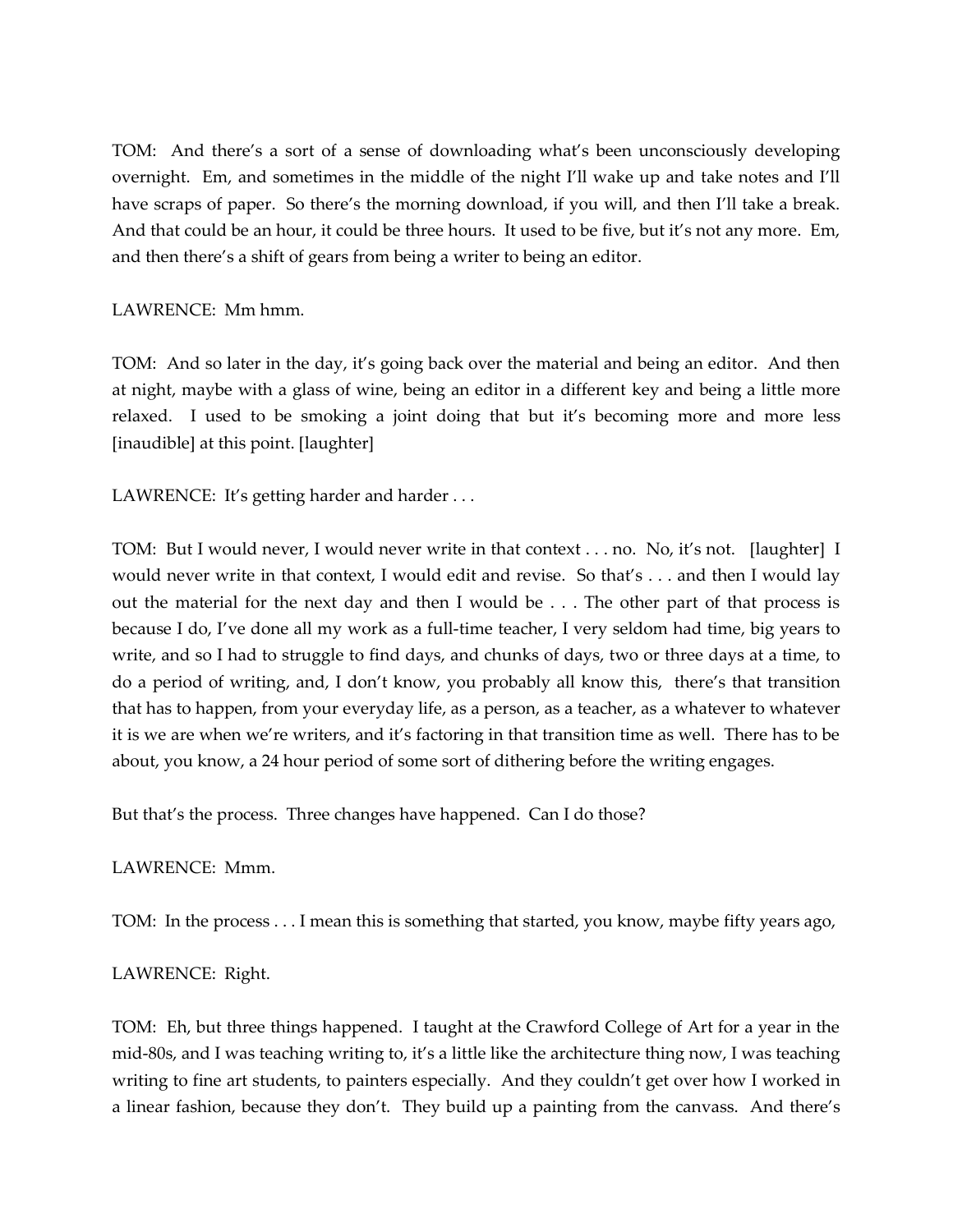TOM: And there's a sort of a sense of downloading what's been unconsciously developing overnight. Em, and sometimes in the middle of the night I'll wake up and take notes and I'll have scraps of paper. So there's the morning download, if you will, and then I'll take a break. And that could be an hour, it could be three hours. It used to be five, but it's not any more. Em, and then there's a shift of gears from being a writer to being an editor.

LAWRENCE: Mm hmm.

TOM: And so later in the day, it's going back over the material and being an editor. And then at night, maybe with a glass of wine, being an editor in a different key and being a little more relaxed. I used to be smoking a joint doing that but it's becoming more and more less [inaudible] at this point. [laughter]

LAWRENCE: It's getting harder and harder . . .

TOM: But I would never, I would never write in that context . . . no. No, it's not. [laughter] I would never write in that context, I would edit and revise. So that's . . . and then I would lay out the material for the next day and then I would be . . . The other part of that process is because I do, I've done all my work as a full-time teacher, I very seldom had time, big years to write, and so I had to struggle to find days, and chunks of days, two or three days at a time, to do a period of writing, and, I don't know, you probably all know this, there's that transition that has to happen, from your everyday life, as a person, as a teacher, as a whatever to whatever it is we are when we're writers, and it's factoring in that transition time as well. There has to be about, you know, a 24 hour period of some sort of dithering before the writing engages.

But that's the process. Three changes have happened. Can I do those?

LAWRENCE: Mmm.

TOM: In the process . . . I mean this is something that started, you know, maybe fifty years ago,

LAWRENCE: Right.

TOM: Eh, but three things happened. I taught at the Crawford College of Art for a year in the mid-80s, and I was teaching writing to, it's a little like the architecture thing now, I was teaching writing to fine art students, to painters especially. And they couldn't get over how I worked in a linear fashion, because they don't. They build up a painting from the canvass. And there's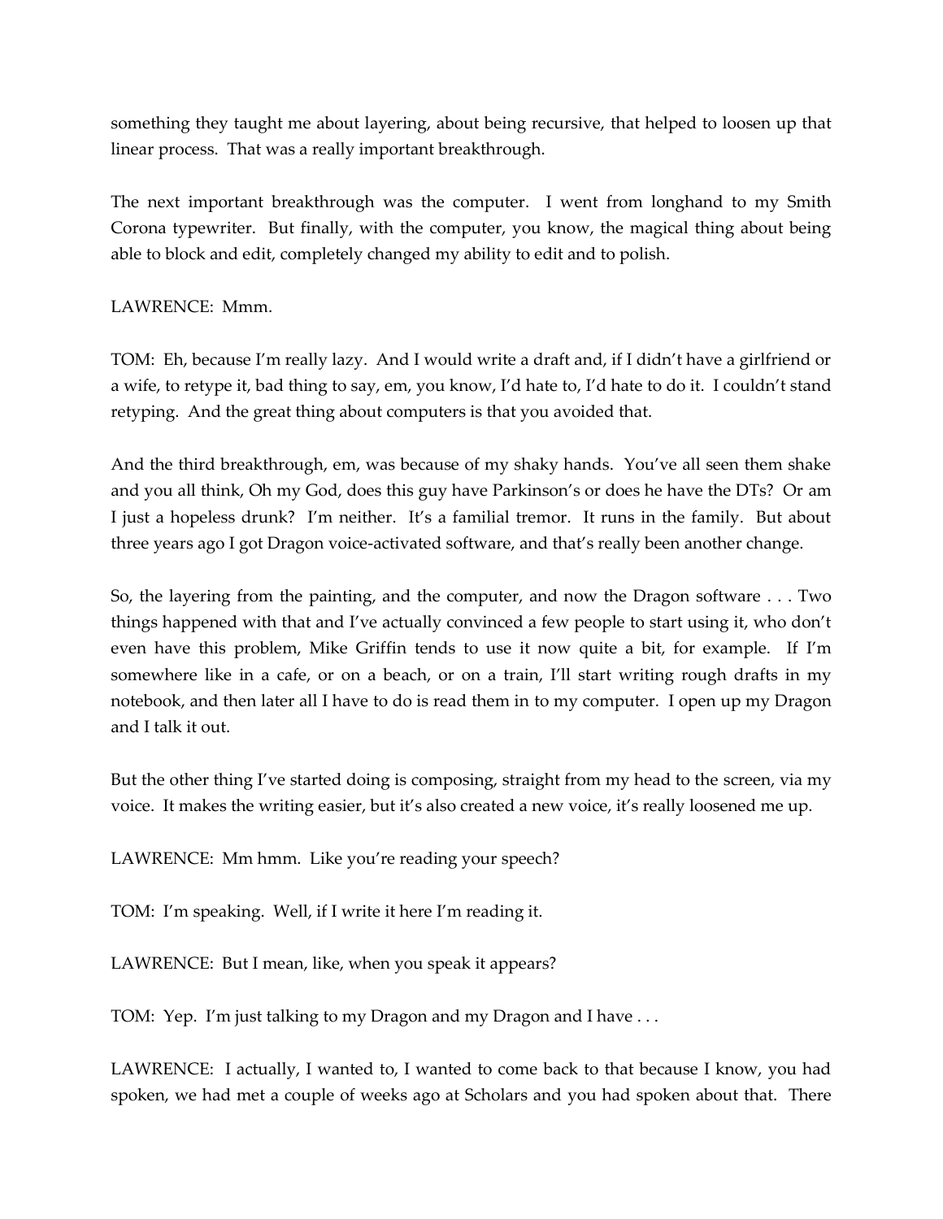something they taught me about layering, about being recursive, that helped to loosen up that linear process. That was a really important breakthrough.

The next important breakthrough was the computer. I went from longhand to my Smith Corona typewriter. But finally, with the computer, you know, the magical thing about being able to block and edit, completely changed my ability to edit and to polish.

LAWRENCE: Mmm.

TOM: Eh, because I'm really lazy. And I would write a draft and, if I didn't have a girlfriend or a wife, to retype it, bad thing to say, em, you know, I'd hate to, I'd hate to do it. I couldn't stand retyping. And the great thing about computers is that you avoided that.

And the third breakthrough, em, was because of my shaky hands. You've all seen them shake and you all think, Oh my God, does this guy have Parkinson's or does he have the DTs? Or am I just a hopeless drunk? I'm neither. It's a familial tremor. It runs in the family. But about three years ago I got Dragon voice-activated software, and that's really been another change.

So, the layering from the painting, and the computer, and now the Dragon software . . . Two things happened with that and I've actually convinced a few people to start using it, who don't even have this problem, Mike Griffin tends to use it now quite a bit, for example. If I'm somewhere like in a cafe, or on a beach, or on a train, I'll start writing rough drafts in my notebook, and then later all I have to do is read them in to my computer. I open up my Dragon and I talk it out.

But the other thing I've started doing is composing, straight from my head to the screen, via my voice. It makes the writing easier, but it's also created a new voice, it's really loosened me up.

LAWRENCE: Mm hmm. Like you're reading your speech?

TOM: I'm speaking. Well, if I write it here I'm reading it.

LAWRENCE: But I mean, like, when you speak it appears?

TOM: Yep. I'm just talking to my Dragon and my Dragon and I have . . .

LAWRENCE: I actually, I wanted to, I wanted to come back to that because I know, you had spoken, we had met a couple of weeks ago at Scholars and you had spoken about that. There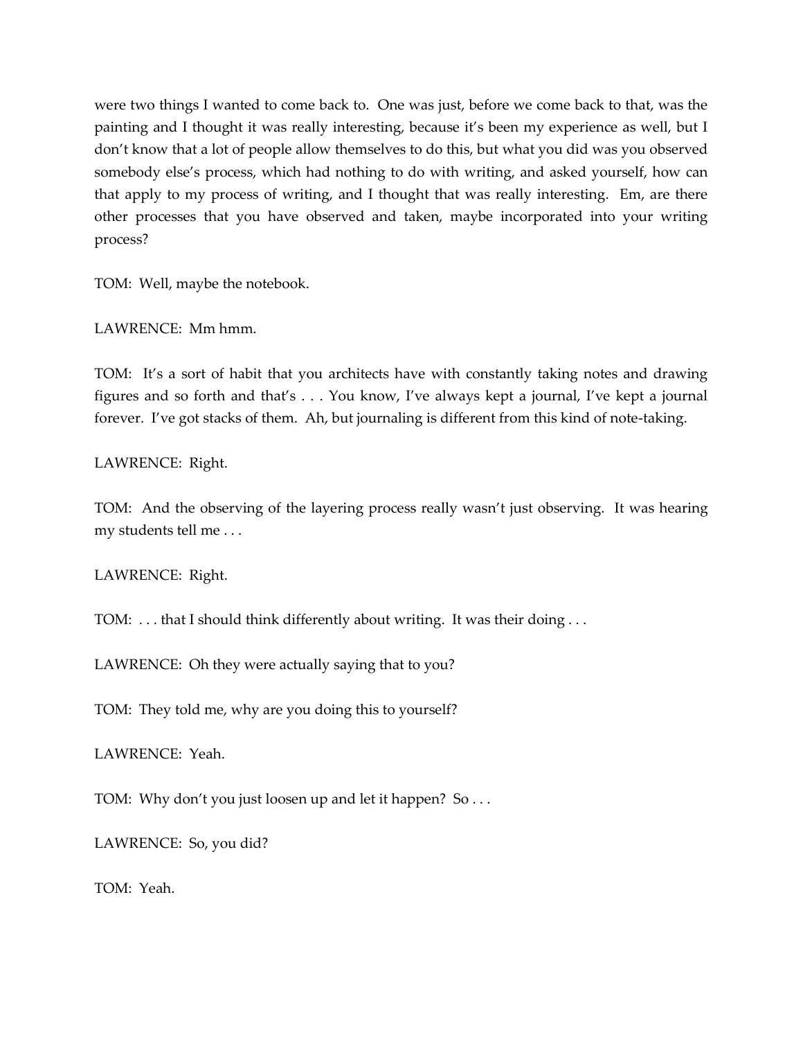were two things I wanted to come back to. One was just, before we come back to that, was the painting and I thought it was really interesting, because it's been my experience as well, but I don't know that a lot of people allow themselves to do this, but what you did was you observed somebody else's process, which had nothing to do with writing, and asked yourself, how can that apply to my process of writing, and I thought that was really interesting. Em, are there other processes that you have observed and taken, maybe incorporated into your writing process?

TOM: Well, maybe the notebook.

LAWRENCE: Mm hmm.

TOM: It's a sort of habit that you architects have with constantly taking notes and drawing figures and so forth and that's . . . You know, I've always kept a journal, I've kept a journal forever. I've got stacks of them. Ah, but journaling is different from this kind of note-taking.

LAWRENCE: Right.

TOM: And the observing of the layering process really wasn't just observing. It was hearing my students tell me . . .

LAWRENCE: Right.

TOM: . . . that I should think differently about writing. It was their doing . . .

LAWRENCE: Oh they were actually saying that to you?

TOM: They told me, why are you doing this to yourself?

LAWRENCE: Yeah.

TOM: Why don't you just loosen up and let it happen? So . . .

LAWRENCE: So, you did?

TOM: Yeah.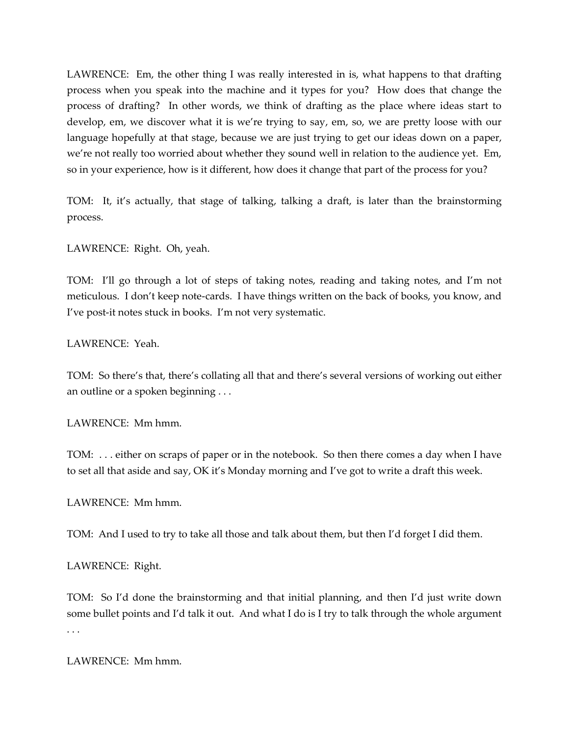LAWRENCE: Em, the other thing I was really interested in is, what happens to that drafting process when you speak into the machine and it types for you? How does that change the process of drafting? In other words, we think of drafting as the place where ideas start to develop, em, we discover what it is we're trying to say, em, so, we are pretty loose with our language hopefully at that stage, because we are just trying to get our ideas down on a paper, we're not really too worried about whether they sound well in relation to the audience yet. Em, so in your experience, how is it different, how does it change that part of the process for you?

TOM: It, it's actually, that stage of talking, talking a draft, is later than the brainstorming process.

LAWRENCE: Right. Oh, yeah.

TOM: I'll go through a lot of steps of taking notes, reading and taking notes, and I'm not meticulous. I don't keep note-cards. I have things written on the back of books, you know, and I've post-it notes stuck in books. I'm not very systematic.

LAWRENCE: Yeah.

TOM: So there's that, there's collating all that and there's several versions of working out either an outline or a spoken beginning . . .

LAWRENCE: Mm hmm.

TOM: . . . either on scraps of paper or in the notebook. So then there comes a day when I have to set all that aside and say, OK it's Monday morning and I've got to write a draft this week.

LAWRENCE: Mm hmm.

TOM: And I used to try to take all those and talk about them, but then I'd forget I did them.

LAWRENCE: Right.

TOM: So I'd done the brainstorming and that initial planning, and then I'd just write down some bullet points and I'd talk it out. And what I do is I try to talk through the whole argument . . .

LAWRENCE: Mm hmm.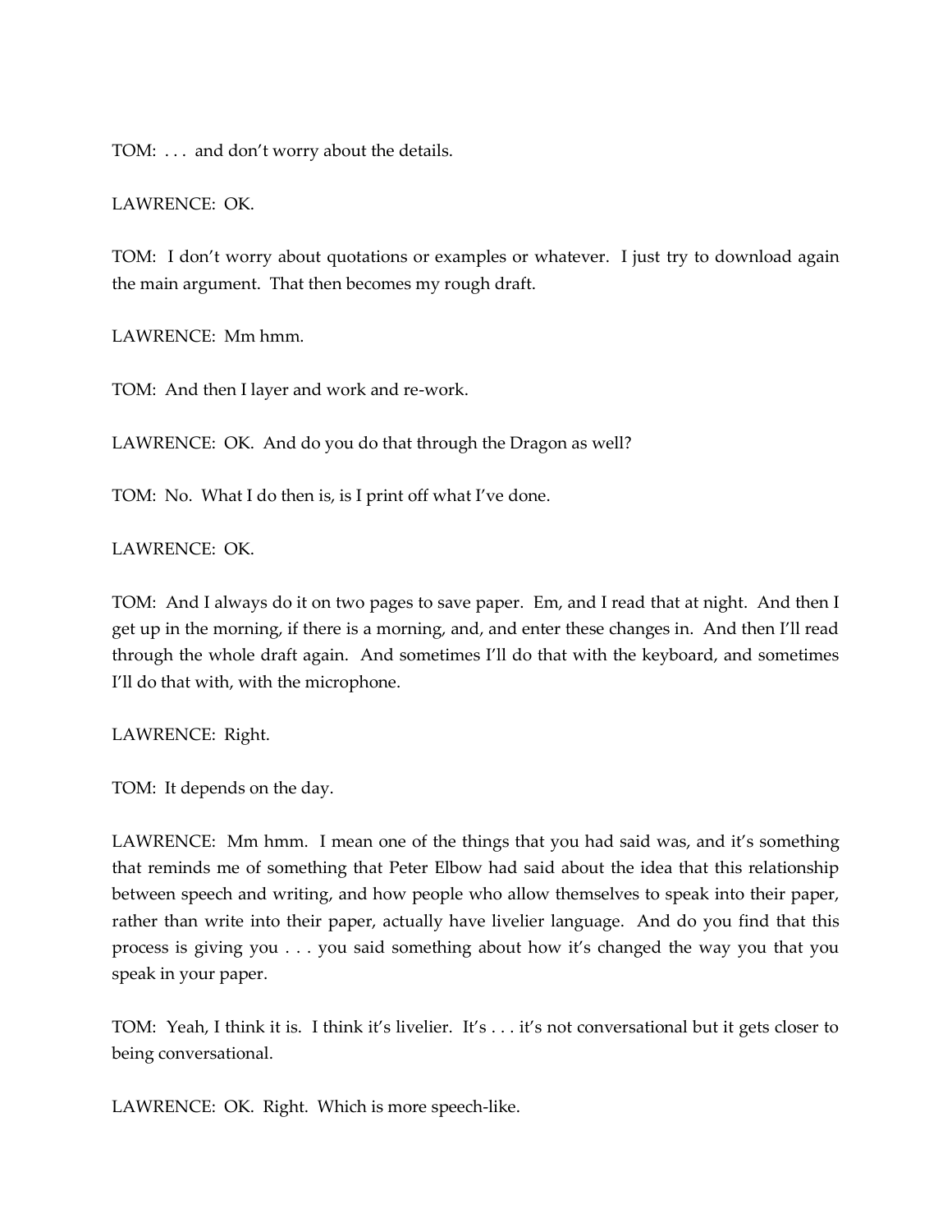TOM: . . . and don't worry about the details.

LAWRENCE: OK.

TOM: I don't worry about quotations or examples or whatever. I just try to download again the main argument. That then becomes my rough draft.

LAWRENCE: Mm hmm.

TOM: And then I layer and work and re-work.

LAWRENCE: OK. And do you do that through the Dragon as well?

TOM: No. What I do then is, is I print off what I've done.

LAWRENCE: OK.

TOM: And I always do it on two pages to save paper. Em, and I read that at night. And then I get up in the morning, if there is a morning, and, and enter these changes in. And then I'll read through the whole draft again. And sometimes I'll do that with the keyboard, and sometimes I'll do that with, with the microphone.

LAWRENCE: Right.

TOM: It depends on the day.

LAWRENCE: Mm hmm. I mean one of the things that you had said was, and it's something that reminds me of something that Peter Elbow had said about the idea that this relationship between speech and writing, and how people who allow themselves to speak into their paper, rather than write into their paper, actually have livelier language. And do you find that this process is giving you . . . you said something about how it's changed the way you that you speak in your paper.

TOM: Yeah, I think it is. I think it's livelier. It's . . . it's not conversational but it gets closer to being conversational.

LAWRENCE: OK. Right. Which is more speech-like.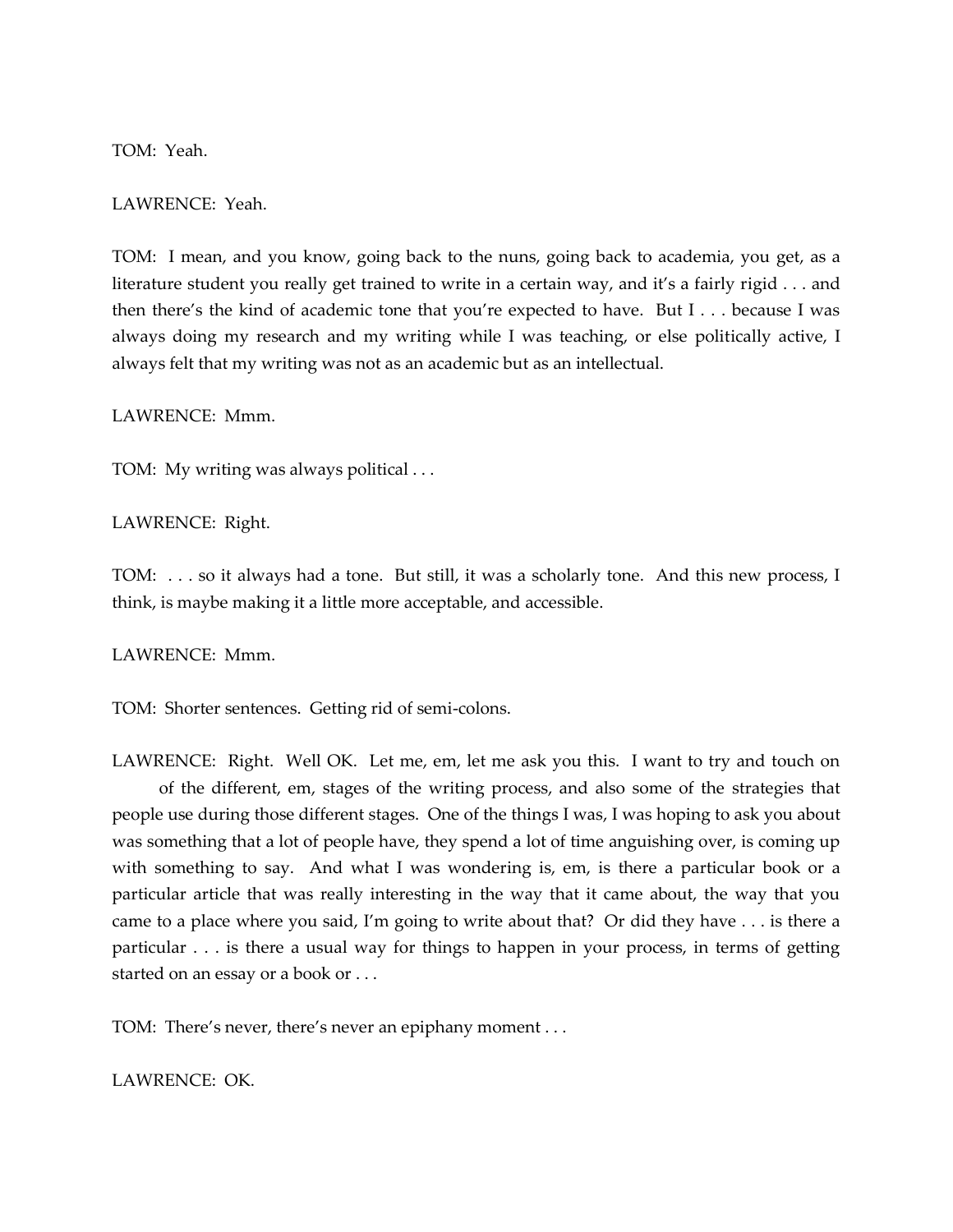TOM: Yeah.

LAWRENCE: Yeah.

TOM: I mean, and you know, going back to the nuns, going back to academia, you get, as a literature student you really get trained to write in a certain way, and it's a fairly rigid . . . and then there's the kind of academic tone that you're expected to have. But I . . . because I was always doing my research and my writing while I was teaching, or else politically active, I always felt that my writing was not as an academic but as an intellectual.

LAWRENCE: Mmm.

TOM: My writing was always political . . .

LAWRENCE: Right.

TOM: . . . so it always had a tone. But still, it was a scholarly tone. And this new process, I think, is maybe making it a little more acceptable, and accessible.

LAWRENCE: Mmm.

TOM: Shorter sentences. Getting rid of semi-colons.

LAWRENCE: Right. Well OK. Let me, em, let me ask you this. I want to try and touch on of the different, em, stages of the writing process, and also some of the strategies that people use during those different stages. One of the things I was, I was hoping to ask you about was something that a lot of people have, they spend a lot of time anguishing over, is coming up with something to say. And what I was wondering is, em, is there a particular book or a particular article that was really interesting in the way that it came about, the way that you came to a place where you said, I'm going to write about that? Or did they have . . . is there a particular . . . is there a usual way for things to happen in your process, in terms of getting started on an essay or a book or . . .

TOM: There's never, there's never an epiphany moment . . .

LAWRENCE: OK.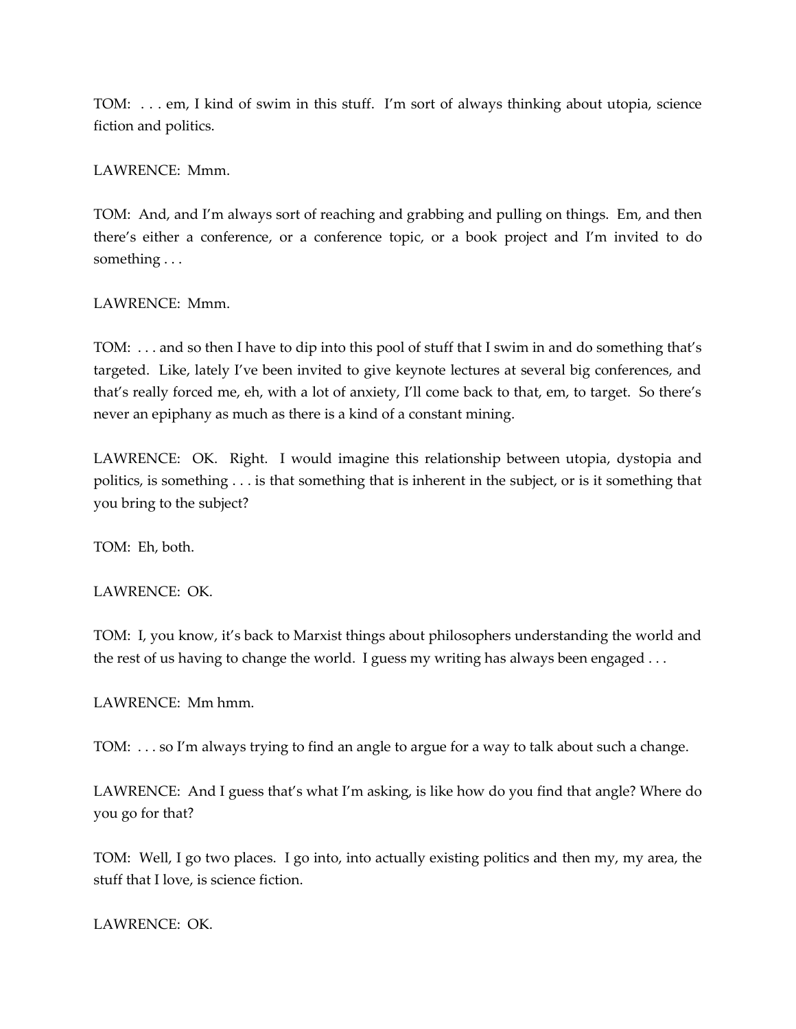TOM: . . . em, I kind of swim in this stuff. I'm sort of always thinking about utopia, science fiction and politics.

LAWRENCE: Mmm.

TOM: And, and I'm always sort of reaching and grabbing and pulling on things. Em, and then there's either a conference, or a conference topic, or a book project and I'm invited to do something . . .

LAWRENCE: Mmm.

TOM: . . . and so then I have to dip into this pool of stuff that I swim in and do something that's targeted. Like, lately I've been invited to give keynote lectures at several big conferences, and that's really forced me, eh, with a lot of anxiety, I'll come back to that, em, to target. So there's never an epiphany as much as there is a kind of a constant mining.

LAWRENCE: OK. Right. I would imagine this relationship between utopia, dystopia and politics, is something . . . is that something that is inherent in the subject, or is it something that you bring to the subject?

TOM: Eh, both.

LAWRENCE: OK.

TOM: I, you know, it's back to Marxist things about philosophers understanding the world and the rest of us having to change the world. I guess my writing has always been engaged . . .

LAWRENCE: Mm hmm.

TOM: . . . so I'm always trying to find an angle to argue for a way to talk about such a change.

LAWRENCE: And I guess that's what I'm asking, is like how do you find that angle? Where do you go for that?

TOM: Well, I go two places. I go into, into actually existing politics and then my, my area, the stuff that I love, is science fiction.

LAWRENCE: OK.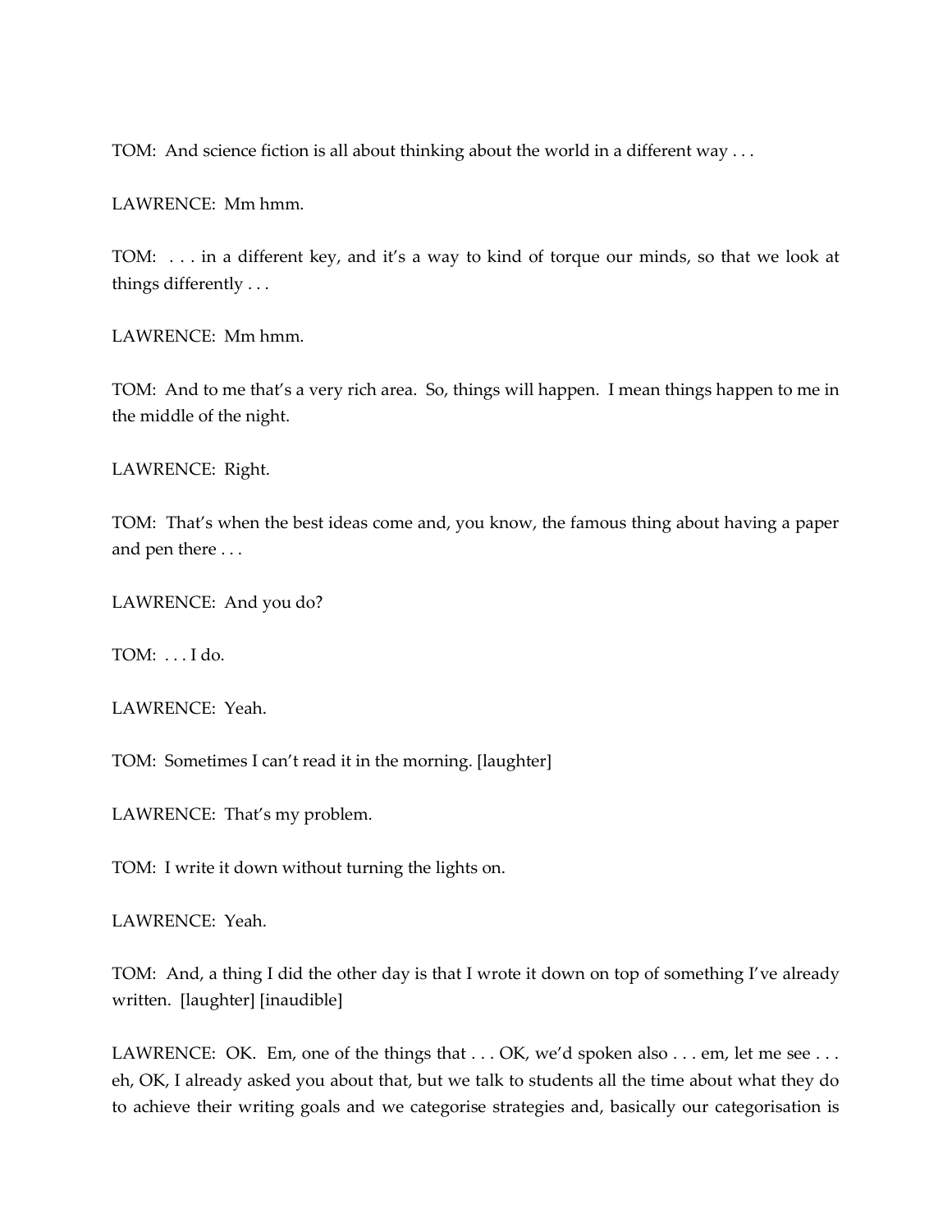TOM: And science fiction is all about thinking about the world in a different way . . .

LAWRENCE: Mm hmm.

TOM: . . . in a different key, and it's a way to kind of torque our minds, so that we look at things differently . . .

LAWRENCE: Mm hmm.

TOM: And to me that's a very rich area. So, things will happen. I mean things happen to me in the middle of the night.

LAWRENCE: Right.

TOM: That's when the best ideas come and, you know, the famous thing about having a paper and pen there . . .

LAWRENCE: And you do?

TOM: . . . I do.

LAWRENCE: Yeah.

TOM: Sometimes I can't read it in the morning. [laughter]

LAWRENCE: That's my problem.

TOM: I write it down without turning the lights on.

LAWRENCE: Yeah.

TOM: And, a thing I did the other day is that I wrote it down on top of something I've already written. [laughter] [inaudible]

LAWRENCE: OK. Em, one of the things that . . . OK, we'd spoken also . . . em, let me see . . . eh, OK, I already asked you about that, but we talk to students all the time about what they do to achieve their writing goals and we categorise strategies and, basically our categorisation is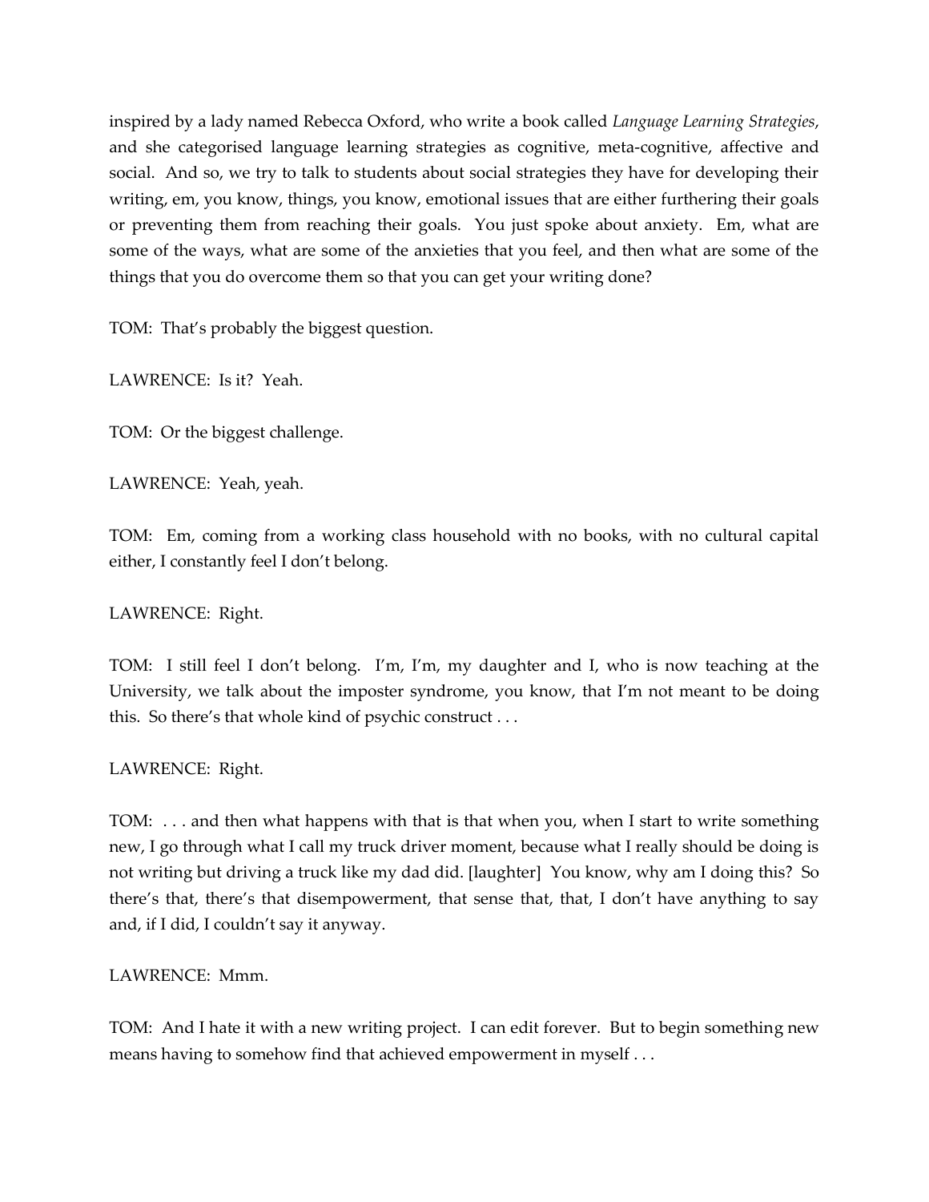inspired by a lady named Rebecca Oxford, who write a book called *Language Learning Strategies*, and she categorised language learning strategies as cognitive, meta-cognitive, affective and social. And so, we try to talk to students about social strategies they have for developing their writing, em, you know, things, you know, emotional issues that are either furthering their goals or preventing them from reaching their goals. You just spoke about anxiety. Em, what are some of the ways, what are some of the anxieties that you feel, and then what are some of the things that you do overcome them so that you can get your writing done?

TOM: That's probably the biggest question.

LAWRENCE: Is it? Yeah.

TOM: Or the biggest challenge.

LAWRENCE: Yeah, yeah.

TOM: Em, coming from a working class household with no books, with no cultural capital either, I constantly feel I don't belong.

LAWRENCE: Right.

TOM: I still feel I don't belong. I'm, I'm, my daughter and I, who is now teaching at the University, we talk about the imposter syndrome, you know, that I'm not meant to be doing this. So there's that whole kind of psychic construct . . .

LAWRENCE: Right.

TOM: . . . and then what happens with that is that when you, when I start to write something new, I go through what I call my truck driver moment, because what I really should be doing is not writing but driving a truck like my dad did. [laughter] You know, why am I doing this? So there's that, there's that disempowerment, that sense that, that, I don't have anything to say and, if I did, I couldn't say it anyway.

LAWRENCE: Mmm.

TOM: And I hate it with a new writing project. I can edit forever. But to begin something new means having to somehow find that achieved empowerment in myself . . .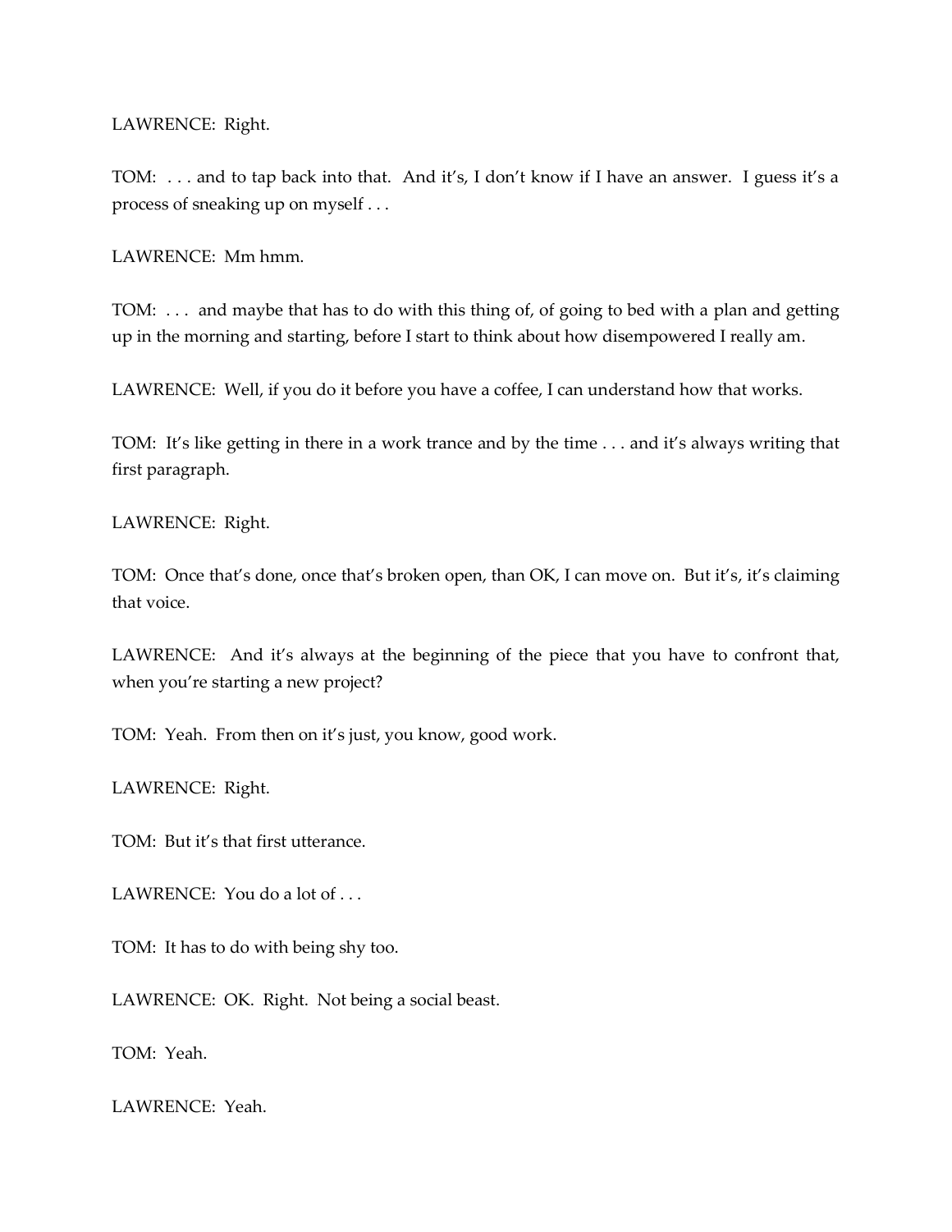LAWRENCE: Right.

TOM: . . . and to tap back into that. And it's, I don't know if I have an answer. I guess it's a process of sneaking up on myself . . .

LAWRENCE: Mm hmm.

TOM: . . . and maybe that has to do with this thing of, of going to bed with a plan and getting up in the morning and starting, before I start to think about how disempowered I really am.

LAWRENCE: Well, if you do it before you have a coffee, I can understand how that works.

TOM: It's like getting in there in a work trance and by the time . . . and it's always writing that first paragraph.

LAWRENCE: Right.

TOM: Once that's done, once that's broken open, than OK, I can move on. But it's, it's claiming that voice.

LAWRENCE: And it's always at the beginning of the piece that you have to confront that, when you're starting a new project?

TOM: Yeah. From then on it's just, you know, good work.

LAWRENCE: Right.

TOM: But it's that first utterance.

LAWRENCE: You do a lot of . . .

TOM: It has to do with being shy too.

LAWRENCE: OK. Right. Not being a social beast.

TOM: Yeah.

LAWRENCE: Yeah.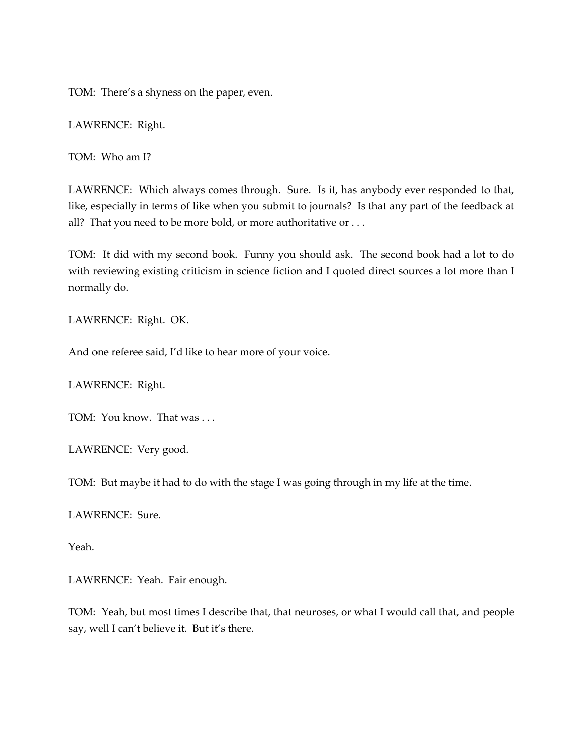TOM: There's a shyness on the paper, even.

LAWRENCE: Right.

TOM: Who am I?

LAWRENCE: Which always comes through. Sure. Is it, has anybody ever responded to that, like, especially in terms of like when you submit to journals? Is that any part of the feedback at all? That you need to be more bold, or more authoritative or . . .

TOM: It did with my second book. Funny you should ask. The second book had a lot to do with reviewing existing criticism in science fiction and I quoted direct sources a lot more than I normally do.

LAWRENCE: Right. OK.

And one referee said, I'd like to hear more of your voice.

LAWRENCE: Right.

TOM: You know. That was . . .

LAWRENCE: Very good.

TOM: But maybe it had to do with the stage I was going through in my life at the time.

LAWRENCE: Sure.

Yeah.

LAWRENCE: Yeah. Fair enough.

TOM: Yeah, but most times I describe that, that neuroses, or what I would call that, and people say, well I can't believe it. But it's there.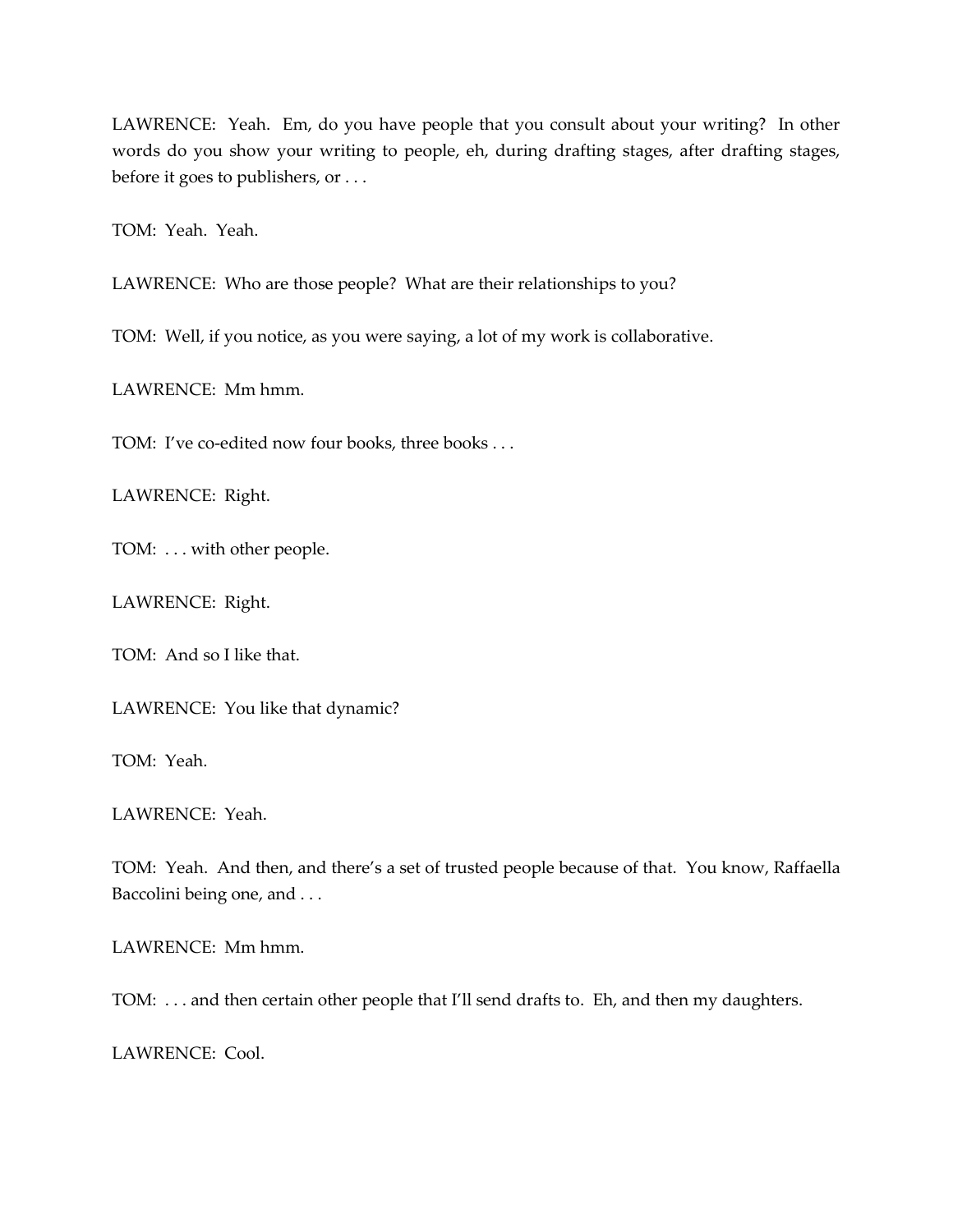LAWRENCE: Yeah. Em, do you have people that you consult about your writing? In other words do you show your writing to people, eh, during drafting stages, after drafting stages, before it goes to publishers, or . . .

TOM: Yeah. Yeah.

LAWRENCE: Who are those people? What are their relationships to you?

TOM: Well, if you notice, as you were saying, a lot of my work is collaborative.

LAWRENCE: Mm hmm.

TOM: I've co-edited now four books, three books . . .

LAWRENCE: Right.

TOM: . . . with other people.

LAWRENCE: Right.

TOM: And so I like that.

LAWRENCE: You like that dynamic?

TOM: Yeah.

LAWRENCE: Yeah.

TOM: Yeah. And then, and there's a set of trusted people because of that. You know, Raffaella Baccolini being one, and . . .

LAWRENCE: Mm hmm.

TOM: . . . and then certain other people that I'll send drafts to. Eh, and then my daughters.

LAWRENCE: Cool.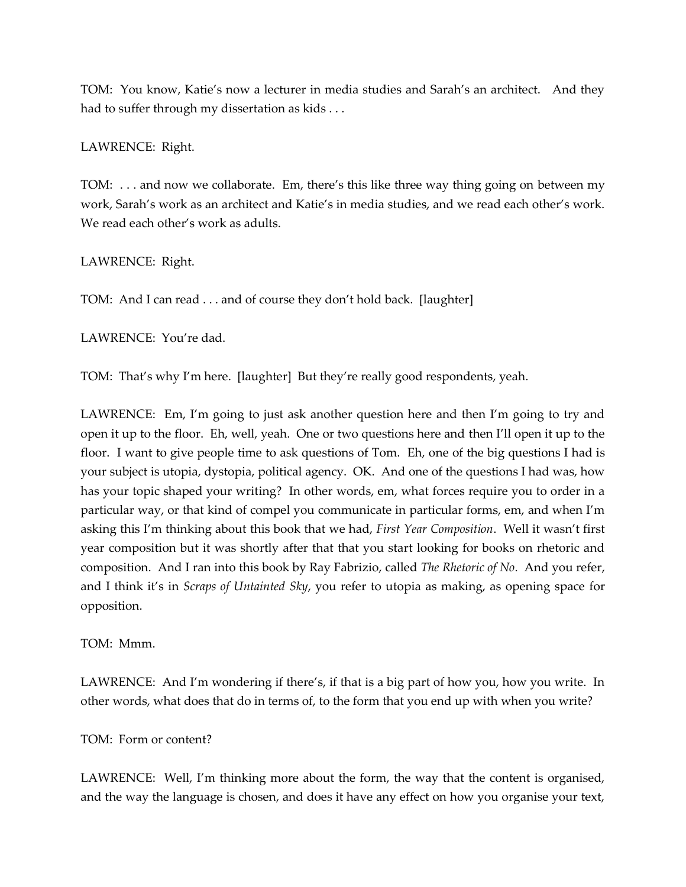TOM: You know, Katie's now a lecturer in media studies and Sarah's an architect. And they had to suffer through my dissertation as kids . . .

LAWRENCE: Right.

TOM: . . . and now we collaborate. Em, there's this like three way thing going on between my work, Sarah's work as an architect and Katie's in media studies, and we read each other's work. We read each other's work as adults.

LAWRENCE: Right.

TOM: And I can read . . . and of course they don't hold back. [laughter]

LAWRENCE: You're dad.

TOM: That's why I'm here. [laughter] But they're really good respondents, yeah.

LAWRENCE: Em, I'm going to just ask another question here and then I'm going to try and open it up to the floor. Eh, well, yeah. One or two questions here and then I'll open it up to the floor. I want to give people time to ask questions of Tom. Eh, one of the big questions I had is your subject is utopia, dystopia, political agency. OK. And one of the questions I had was, how has your topic shaped your writing? In other words, em, what forces require you to order in a particular way, or that kind of compel you communicate in particular forms, em, and when I'm asking this I'm thinking about this book that we had, *First Year Composition*. Well it wasn't first year composition but it was shortly after that that you start looking for books on rhetoric and composition. And I ran into this book by Ray Fabrizio, called *The Rhetoric of No*. And you refer, and I think it's in *Scraps of Untainted Sky*, you refer to utopia as making, as opening space for opposition.

TOM: Mmm.

LAWRENCE: And I'm wondering if there's, if that is a big part of how you, how you write. In other words, what does that do in terms of, to the form that you end up with when you write?

TOM: Form or content?

LAWRENCE: Well, I'm thinking more about the form, the way that the content is organised, and the way the language is chosen, and does it have any effect on how you organise your text,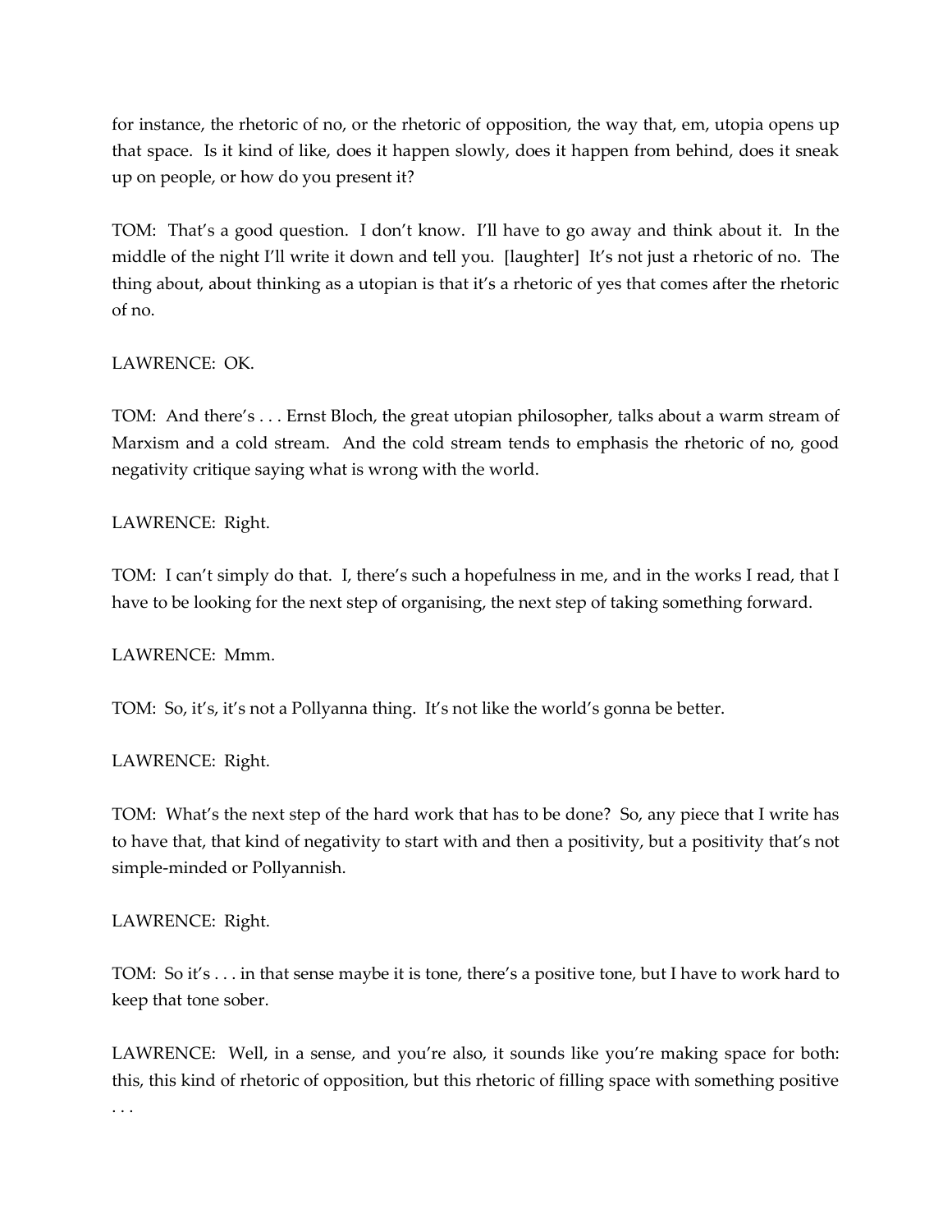for instance, the rhetoric of no, or the rhetoric of opposition, the way that, em, utopia opens up that space. Is it kind of like, does it happen slowly, does it happen from behind, does it sneak up on people, or how do you present it?

TOM: That's a good question. I don't know. I'll have to go away and think about it. In the middle of the night I'll write it down and tell you. [laughter] It's not just a rhetoric of no. The thing about, about thinking as a utopian is that it's a rhetoric of yes that comes after the rhetoric of no.

LAWRENCE: OK.

TOM: And there's . . . Ernst Bloch, the great utopian philosopher, talks about a warm stream of Marxism and a cold stream. And the cold stream tends to emphasis the rhetoric of no, good negativity critique saying what is wrong with the world.

LAWRENCE: Right.

TOM: I can't simply do that. I, there's such a hopefulness in me, and in the works I read, that I have to be looking for the next step of organising, the next step of taking something forward.

LAWRENCE: Mmm.

TOM: So, it's, it's not a Pollyanna thing. It's not like the world's gonna be better.

LAWRENCE: Right.

TOM: What's the next step of the hard work that has to be done? So, any piece that I write has to have that, that kind of negativity to start with and then a positivity, but a positivity that's not simple-minded or Pollyannish.

LAWRENCE: Right.

TOM: So it's . . . in that sense maybe it is tone, there's a positive tone, but I have to work hard to keep that tone sober.

LAWRENCE: Well, in a sense, and you're also, it sounds like you're making space for both: this, this kind of rhetoric of opposition, but this rhetoric of filling space with something positive . . .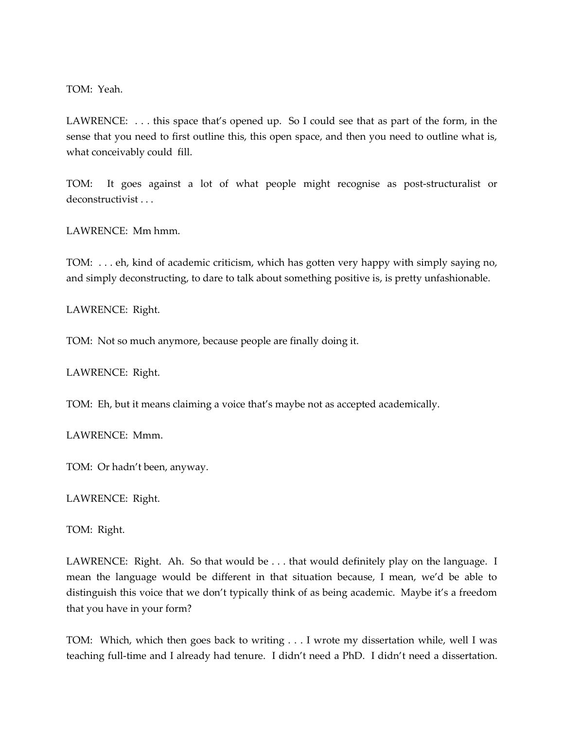TOM: Yeah.

LAWRENCE: . . . this space that's opened up. So I could see that as part of the form, in the sense that you need to first outline this, this open space, and then you need to outline what is, what conceivably could fill.

TOM: It goes against a lot of what people might recognise as post-structuralist or deconstructivist . . .

LAWRENCE: Mm hmm.

TOM: . . . eh, kind of academic criticism, which has gotten very happy with simply saying no, and simply deconstructing, to dare to talk about something positive is, is pretty unfashionable.

LAWRENCE: Right.

TOM: Not so much anymore, because people are finally doing it.

LAWRENCE: Right.

TOM: Eh, but it means claiming a voice that's maybe not as accepted academically.

LAWRENCE: Mmm.

TOM: Or hadn't been, anyway.

LAWRENCE: Right.

TOM: Right.

LAWRENCE: Right. Ah. So that would be . . . that would definitely play on the language. I mean the language would be different in that situation because, I mean, we'd be able to distinguish this voice that we don't typically think of as being academic. Maybe it's a freedom that you have in your form?

TOM: Which, which then goes back to writing . . . I wrote my dissertation while, well I was teaching full-time and I already had tenure. I didn't need a PhD. I didn't need a dissertation.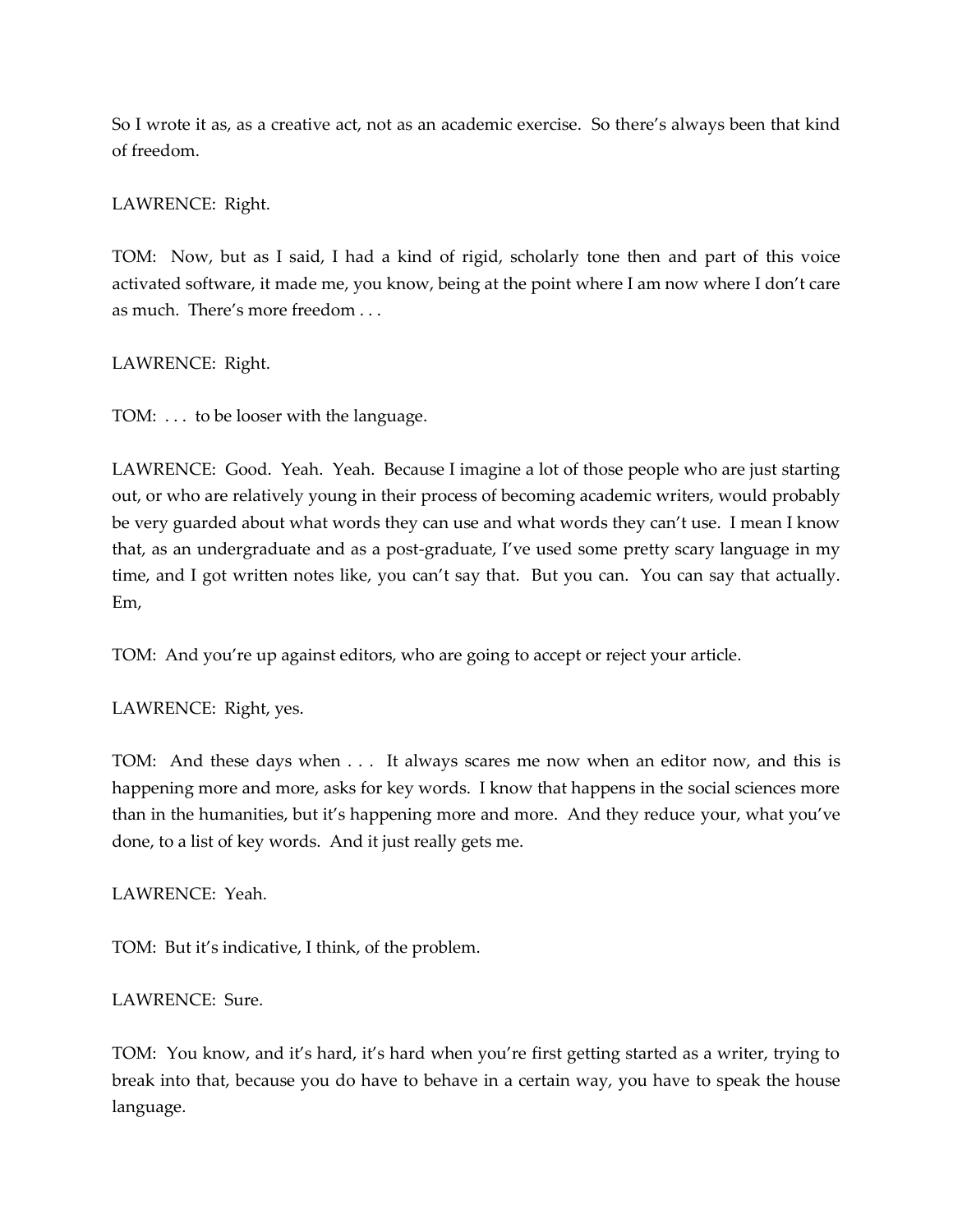So I wrote it as, as a creative act, not as an academic exercise. So there's always been that kind of freedom.

LAWRENCE: Right.

TOM: Now, but as I said, I had a kind of rigid, scholarly tone then and part of this voice activated software, it made me, you know, being at the point where I am now where I don't care as much. There's more freedom . . .

LAWRENCE: Right.

TOM: . . . to be looser with the language.

LAWRENCE: Good. Yeah. Yeah. Because I imagine a lot of those people who are just starting out, or who are relatively young in their process of becoming academic writers, would probably be very guarded about what words they can use and what words they can't use. I mean I know that, as an undergraduate and as a post-graduate, I've used some pretty scary language in my time, and I got written notes like, you can't say that. But you can. You can say that actually. Em,

TOM: And you're up against editors, who are going to accept or reject your article.

LAWRENCE: Right, yes.

TOM: And these days when . . . It always scares me now when an editor now, and this is happening more and more, asks for key words. I know that happens in the social sciences more than in the humanities, but it's happening more and more. And they reduce your, what you've done, to a list of key words. And it just really gets me.

LAWRENCE: Yeah.

TOM: But it's indicative, I think, of the problem.

LAWRENCE: Sure.

TOM: You know, and it's hard, it's hard when you're first getting started as a writer, trying to break into that, because you do have to behave in a certain way, you have to speak the house language.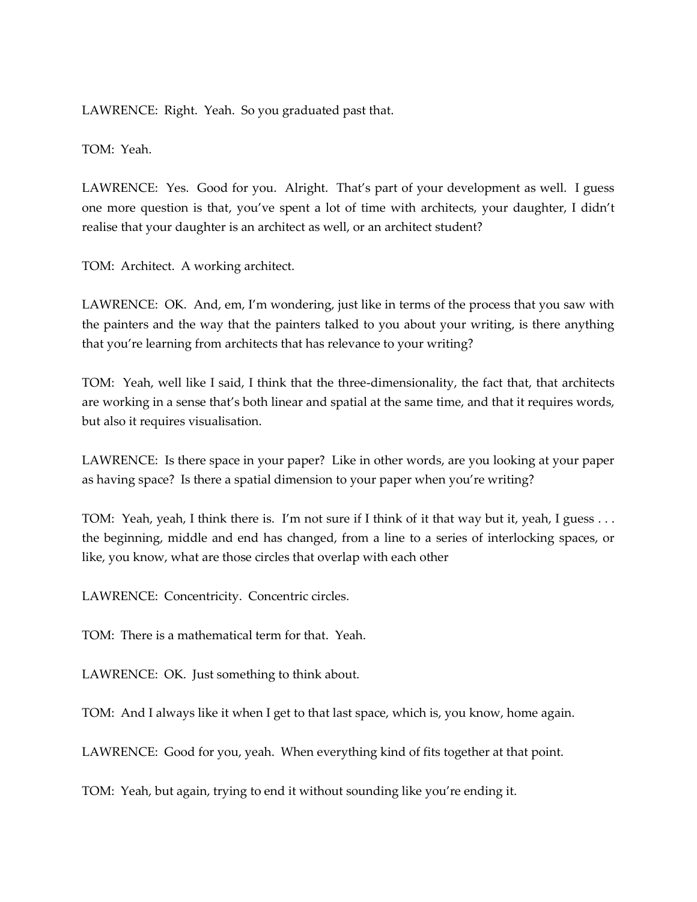LAWRENCE: Right. Yeah. So you graduated past that.

TOM: Yeah.

LAWRENCE: Yes. Good for you. Alright. That's part of your development as well. I guess one more question is that, you've spent a lot of time with architects, your daughter, I didn't realise that your daughter is an architect as well, or an architect student?

TOM: Architect. A working architect.

LAWRENCE: OK. And, em, I'm wondering, just like in terms of the process that you saw with the painters and the way that the painters talked to you about your writing, is there anything that you're learning from architects that has relevance to your writing?

TOM: Yeah, well like I said, I think that the three-dimensionality, the fact that, that architects are working in a sense that's both linear and spatial at the same time, and that it requires words, but also it requires visualisation.

LAWRENCE: Is there space in your paper? Like in other words, are you looking at your paper as having space? Is there a spatial dimension to your paper when you're writing?

TOM: Yeah, yeah, I think there is. I'm not sure if I think of it that way but it, yeah, I guess . . . the beginning, middle and end has changed, from a line to a series of interlocking spaces, or like, you know, what are those circles that overlap with each other

LAWRENCE: Concentricity. Concentric circles.

TOM: There is a mathematical term for that. Yeah.

LAWRENCE: OK. Just something to think about.

TOM: And I always like it when I get to that last space, which is, you know, home again.

LAWRENCE: Good for you, yeah. When everything kind of fits together at that point.

TOM: Yeah, but again, trying to end it without sounding like you're ending it.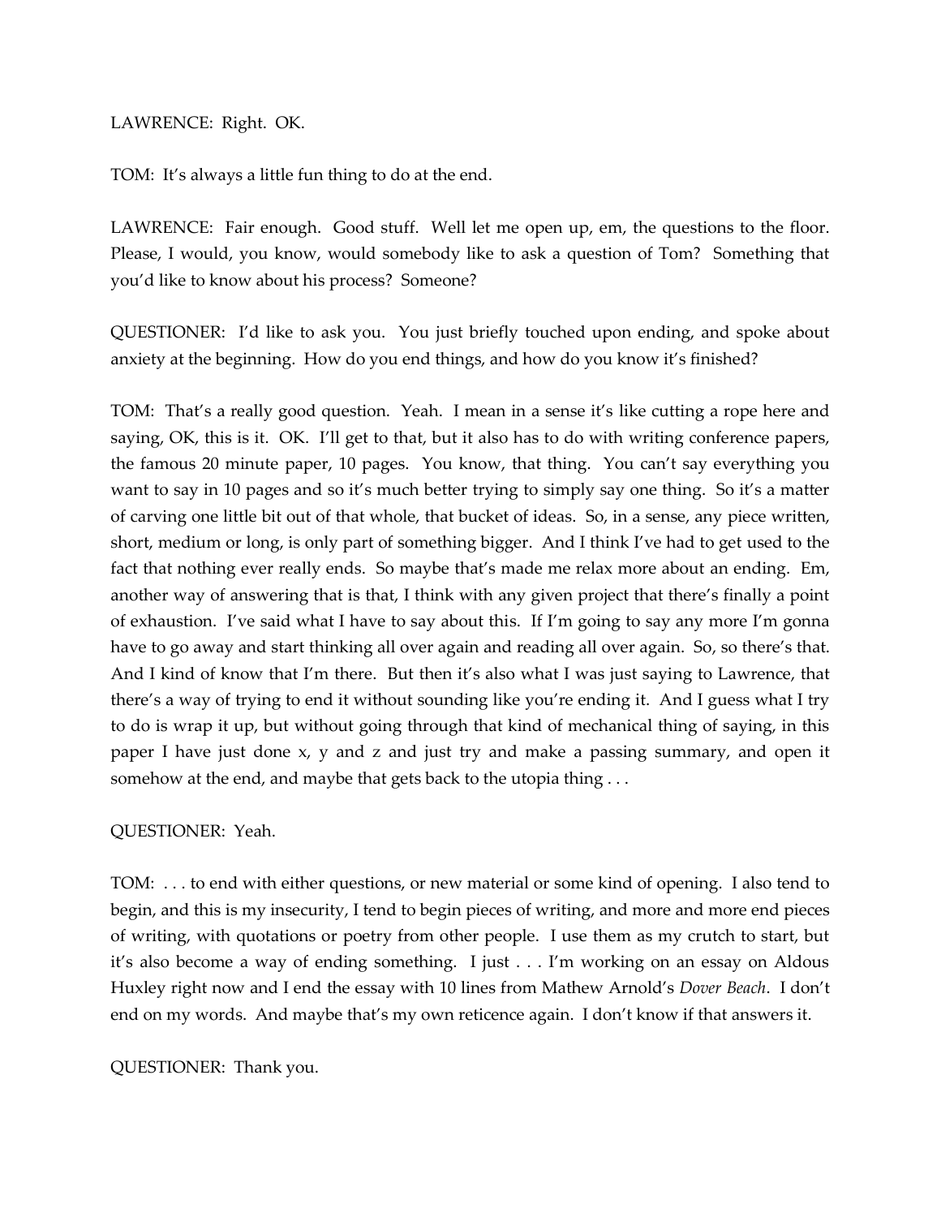LAWRENCE: Right. OK.

TOM: It's always a little fun thing to do at the end.

LAWRENCE: Fair enough. Good stuff. Well let me open up, em, the questions to the floor. Please, I would, you know, would somebody like to ask a question of Tom? Something that you'd like to know about his process? Someone?

QUESTIONER: I'd like to ask you. You just briefly touched upon ending, and spoke about anxiety at the beginning. How do you end things, and how do you know it's finished?

TOM: That's a really good question. Yeah. I mean in a sense it's like cutting a rope here and saying, OK, this is it. OK. I'll get to that, but it also has to do with writing conference papers, the famous 20 minute paper, 10 pages. You know, that thing. You can't say everything you want to say in 10 pages and so it's much better trying to simply say one thing. So it's a matter of carving one little bit out of that whole, that bucket of ideas. So, in a sense, any piece written, short, medium or long, is only part of something bigger. And I think I've had to get used to the fact that nothing ever really ends. So maybe that's made me relax more about an ending. Em, another way of answering that is that, I think with any given project that there's finally a point of exhaustion. I've said what I have to say about this. If I'm going to say any more I'm gonna have to go away and start thinking all over again and reading all over again. So, so there's that. And I kind of know that I'm there. But then it's also what I was just saying to Lawrence, that there's a way of trying to end it without sounding like you're ending it. And I guess what I try to do is wrap it up, but without going through that kind of mechanical thing of saying, in this paper I have just done x, y and z and just try and make a passing summary, and open it somehow at the end, and maybe that gets back to the utopia thing . . .

QUESTIONER: Yeah.

TOM: . . . to end with either questions, or new material or some kind of opening. I also tend to begin, and this is my insecurity, I tend to begin pieces of writing, and more and more end pieces of writing, with quotations or poetry from other people. I use them as my crutch to start, but it's also become a way of ending something. I just . . . I'm working on an essay on Aldous Huxley right now and I end the essay with 10 lines from Mathew Arnold's *Dover Beach*. I don't end on my words. And maybe that's my own reticence again. I don't know if that answers it.

QUESTIONER: Thank you.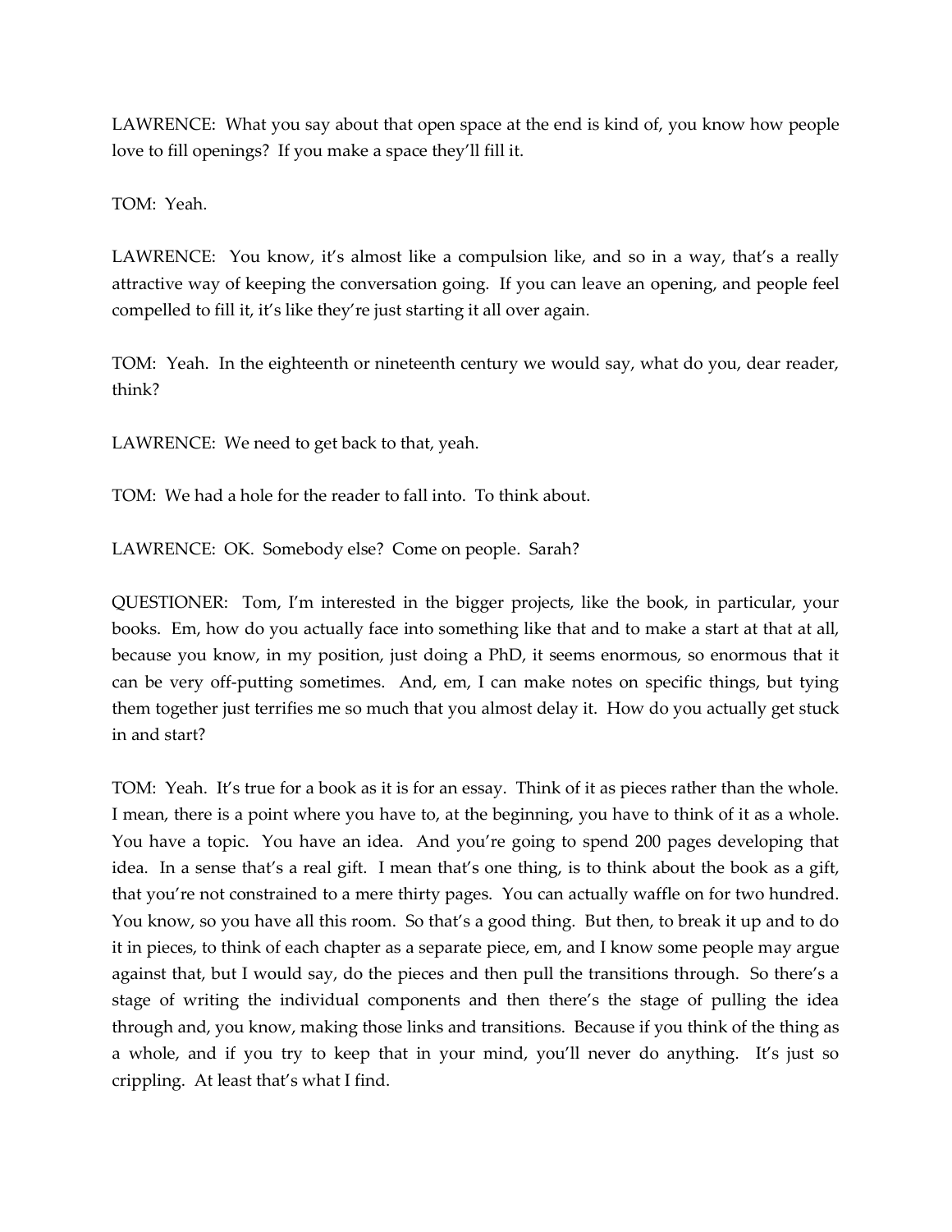LAWRENCE: What you say about that open space at the end is kind of, you know how people love to fill openings? If you make a space they'll fill it.

TOM: Yeah.

LAWRENCE: You know, it's almost like a compulsion like, and so in a way, that's a really attractive way of keeping the conversation going. If you can leave an opening, and people feel compelled to fill it, it's like they're just starting it all over again.

TOM: Yeah. In the eighteenth or nineteenth century we would say, what do you, dear reader, think?

LAWRENCE: We need to get back to that, yeah.

TOM: We had a hole for the reader to fall into. To think about.

LAWRENCE: OK. Somebody else? Come on people. Sarah?

QUESTIONER: Tom, I'm interested in the bigger projects, like the book, in particular, your books. Em, how do you actually face into something like that and to make a start at that at all, because you know, in my position, just doing a PhD, it seems enormous, so enormous that it can be very off-putting sometimes. And, em, I can make notes on specific things, but tying them together just terrifies me so much that you almost delay it. How do you actually get stuck in and start?

TOM: Yeah. It's true for a book as it is for an essay. Think of it as pieces rather than the whole. I mean, there is a point where you have to, at the beginning, you have to think of it as a whole. You have a topic. You have an idea. And you're going to spend 200 pages developing that idea. In a sense that's a real gift. I mean that's one thing, is to think about the book as a gift, that you're not constrained to a mere thirty pages. You can actually waffle on for two hundred. You know, so you have all this room. So that's a good thing. But then, to break it up and to do it in pieces, to think of each chapter as a separate piece, em, and I know some people may argue against that, but I would say, do the pieces and then pull the transitions through. So there's a stage of writing the individual components and then there's the stage of pulling the idea through and, you know, making those links and transitions. Because if you think of the thing as a whole, and if you try to keep that in your mind, you'll never do anything. It's just so crippling. At least that's what I find.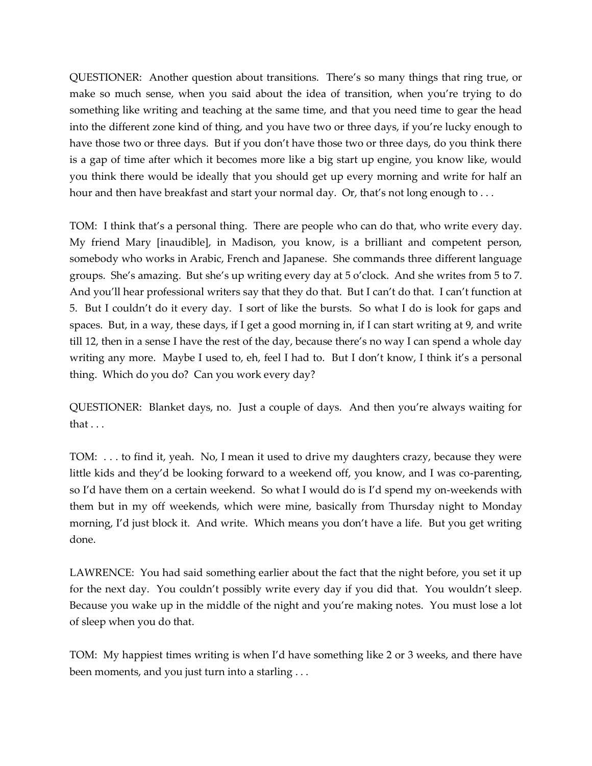QUESTIONER: Another question about transitions. There's so many things that ring true, or make so much sense, when you said about the idea of transition, when you're trying to do something like writing and teaching at the same time, and that you need time to gear the head into the different zone kind of thing, and you have two or three days, if you're lucky enough to have those two or three days. But if you don't have those two or three days, do you think there is a gap of time after which it becomes more like a big start up engine, you know like, would you think there would be ideally that you should get up every morning and write for half an hour and then have breakfast and start your normal day. Or, that's not long enough to . . .

TOM: I think that's a personal thing. There are people who can do that, who write every day. My friend Mary [inaudible], in Madison, you know, is a brilliant and competent person, somebody who works in Arabic, French and Japanese. She commands three different language groups. She's amazing. But she's up writing every day at 5 o'clock. And she writes from 5 to 7. And you'll hear professional writers say that they do that. But I can't do that. I can't function at 5. But I couldn't do it every day. I sort of like the bursts. So what I do is look for gaps and spaces. But, in a way, these days, if I get a good morning in, if I can start writing at 9, and write till 12, then in a sense I have the rest of the day, because there's no way I can spend a whole day writing any more. Maybe I used to, eh, feel I had to. But I don't know, I think it's a personal thing. Which do you do? Can you work every day?

QUESTIONER: Blanket days, no. Just a couple of days. And then you're always waiting for that . . .

TOM: . . . to find it, yeah. No, I mean it used to drive my daughters crazy, because they were little kids and they'd be looking forward to a weekend off, you know, and I was co-parenting, so I'd have them on a certain weekend. So what I would do is I'd spend my on-weekends with them but in my off weekends, which were mine, basically from Thursday night to Monday morning, I'd just block it. And write. Which means you don't have a life. But you get writing done.

LAWRENCE: You had said something earlier about the fact that the night before, you set it up for the next day. You couldn't possibly write every day if you did that. You wouldn't sleep. Because you wake up in the middle of the night and you're making notes. You must lose a lot of sleep when you do that.

TOM: My happiest times writing is when I'd have something like 2 or 3 weeks, and there have been moments, and you just turn into a starling . . .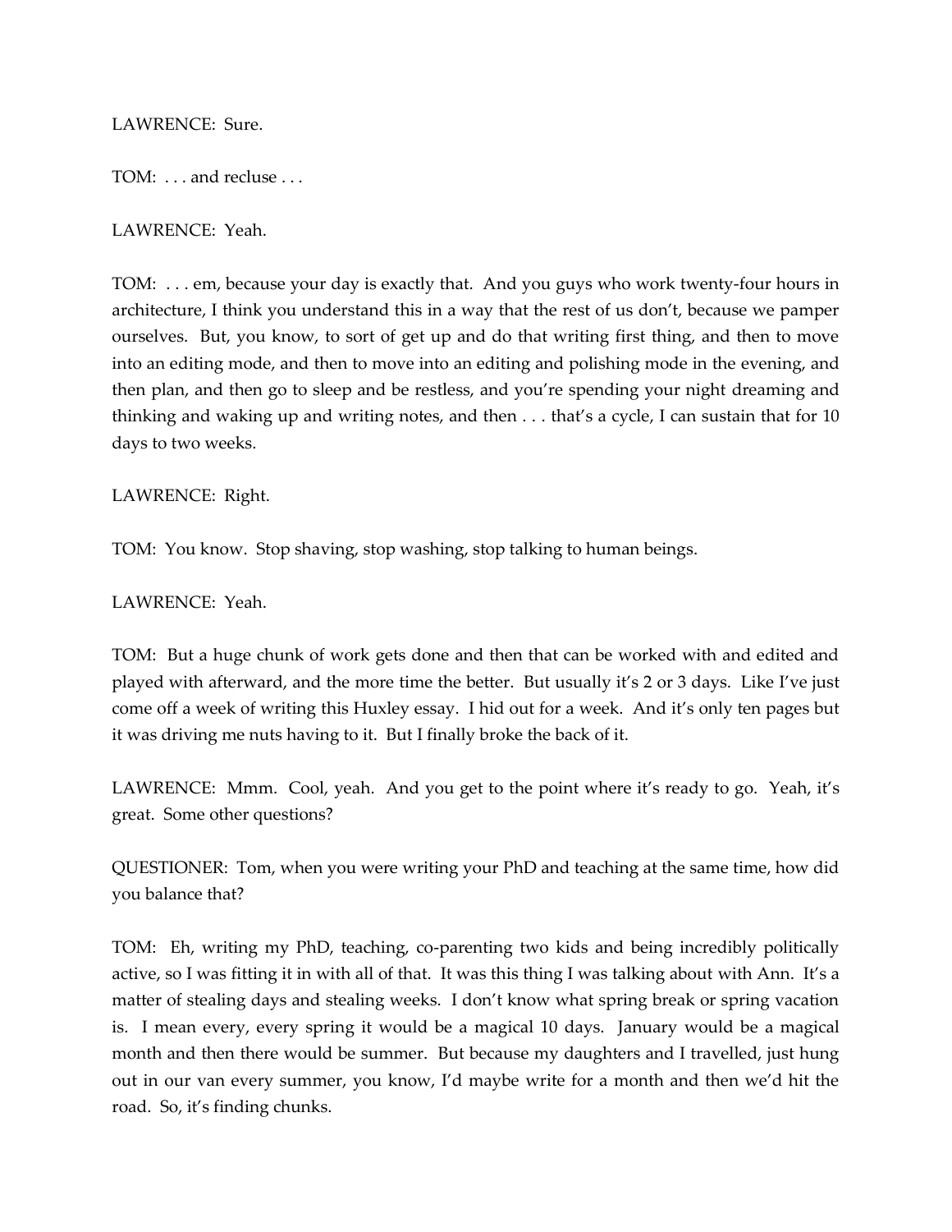LAWRENCE: Sure.

TOM: . . . and recluse . . .

LAWRENCE: Yeah.

TOM: . . . em, because your day is exactly that. And you guys who work twenty-four hours in architecture, I think you understand this in a way that the rest of us don't, because we pamper ourselves. But, you know, to sort of get up and do that writing first thing, and then to move into an editing mode, and then to move into an editing and polishing mode in the evening, and then plan, and then go to sleep and be restless, and you're spending your night dreaming and thinking and waking up and writing notes, and then . . . that's a cycle, I can sustain that for 10 days to two weeks.

LAWRENCE: Right.

TOM: You know. Stop shaving, stop washing, stop talking to human beings.

LAWRENCE: Yeah.

TOM: But a huge chunk of work gets done and then that can be worked with and edited and played with afterward, and the more time the better. But usually it's 2 or 3 days. Like I've just come off a week of writing this Huxley essay. I hid out for a week. And it's only ten pages but it was driving me nuts having to it. But I finally broke the back of it.

LAWRENCE: Mmm. Cool, yeah. And you get to the point where it's ready to go. Yeah, it's great. Some other questions?

QUESTIONER: Tom, when you were writing your PhD and teaching at the same time, how did you balance that?

TOM: Eh, writing my PhD, teaching, co-parenting two kids and being incredibly politically active, so I was fitting it in with all of that. It was this thing I was talking about with Ann. It's a matter of stealing days and stealing weeks. I don't know what spring break or spring vacation is. I mean every, every spring it would be a magical 10 days. January would be a magical month and then there would be summer. But because my daughters and I travelled, just hung out in our van every summer, you know, I'd maybe write for a month and then we'd hit the road. So, it's finding chunks.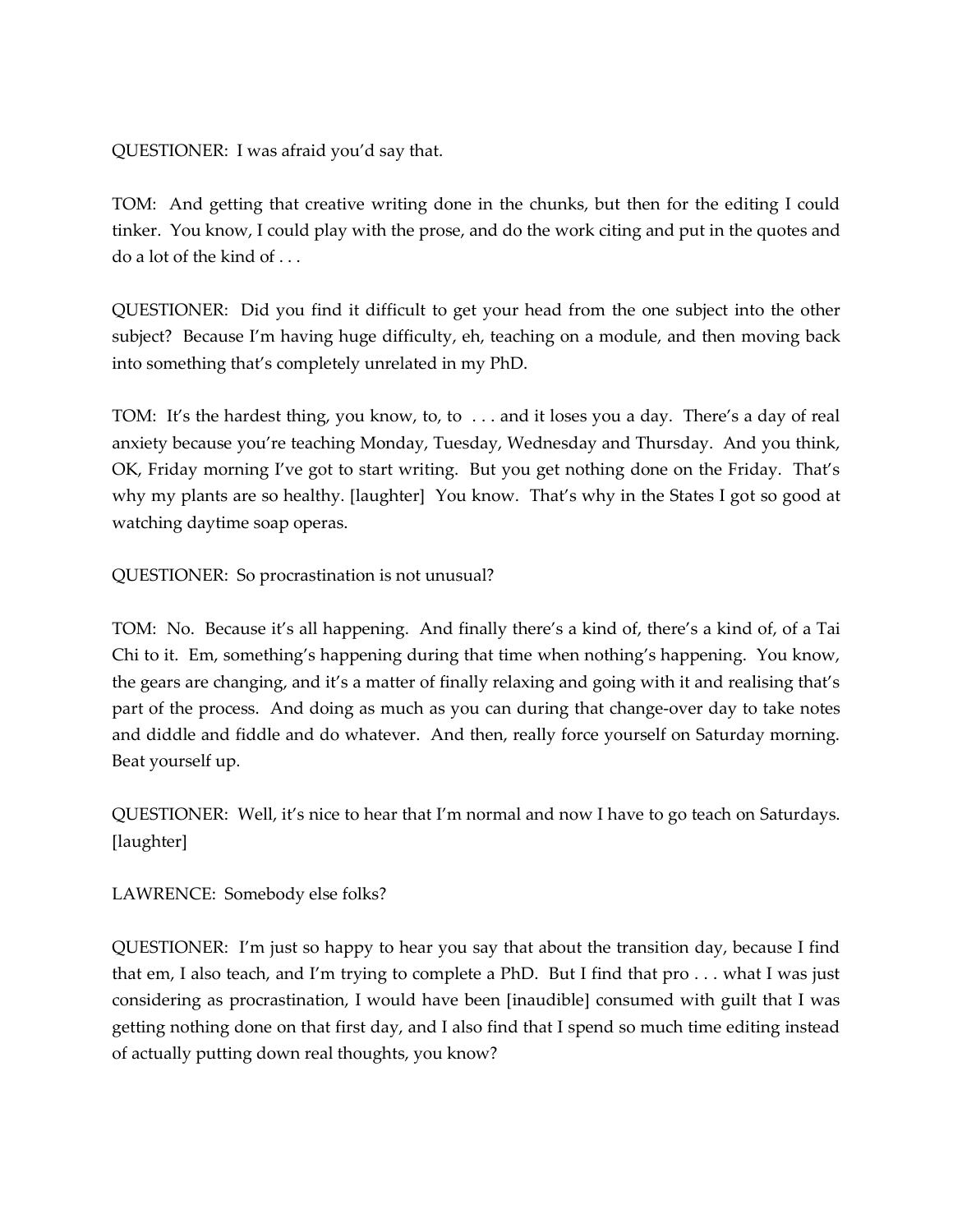QUESTIONER: I was afraid you'd say that.

TOM: And getting that creative writing done in the chunks, but then for the editing I could tinker. You know, I could play with the prose, and do the work citing and put in the quotes and do a lot of the kind of . . .

QUESTIONER: Did you find it difficult to get your head from the one subject into the other subject? Because I'm having huge difficulty, eh, teaching on a module, and then moving back into something that's completely unrelated in my PhD.

TOM: It's the hardest thing, you know, to, to . . . and it loses you a day. There's a day of real anxiety because you're teaching Monday, Tuesday, Wednesday and Thursday. And you think, OK, Friday morning I've got to start writing. But you get nothing done on the Friday. That's why my plants are so healthy. [laughter] You know. That's why in the States I got so good at watching daytime soap operas.

QUESTIONER: So procrastination is not unusual?

TOM: No. Because it's all happening. And finally there's a kind of, there's a kind of, of a Tai Chi to it. Em, something's happening during that time when nothing's happening. You know, the gears are changing, and it's a matter of finally relaxing and going with it and realising that's part of the process. And doing as much as you can during that change-over day to take notes and diddle and fiddle and do whatever. And then, really force yourself on Saturday morning. Beat yourself up.

QUESTIONER: Well, it's nice to hear that I'm normal and now I have to go teach on Saturdays. [laughter]

LAWRENCE: Somebody else folks?

QUESTIONER: I'm just so happy to hear you say that about the transition day, because I find that em, I also teach, and I'm trying to complete a PhD. But I find that pro . . . what I was just considering as procrastination, I would have been [inaudible] consumed with guilt that I was getting nothing done on that first day, and I also find that I spend so much time editing instead of actually putting down real thoughts, you know?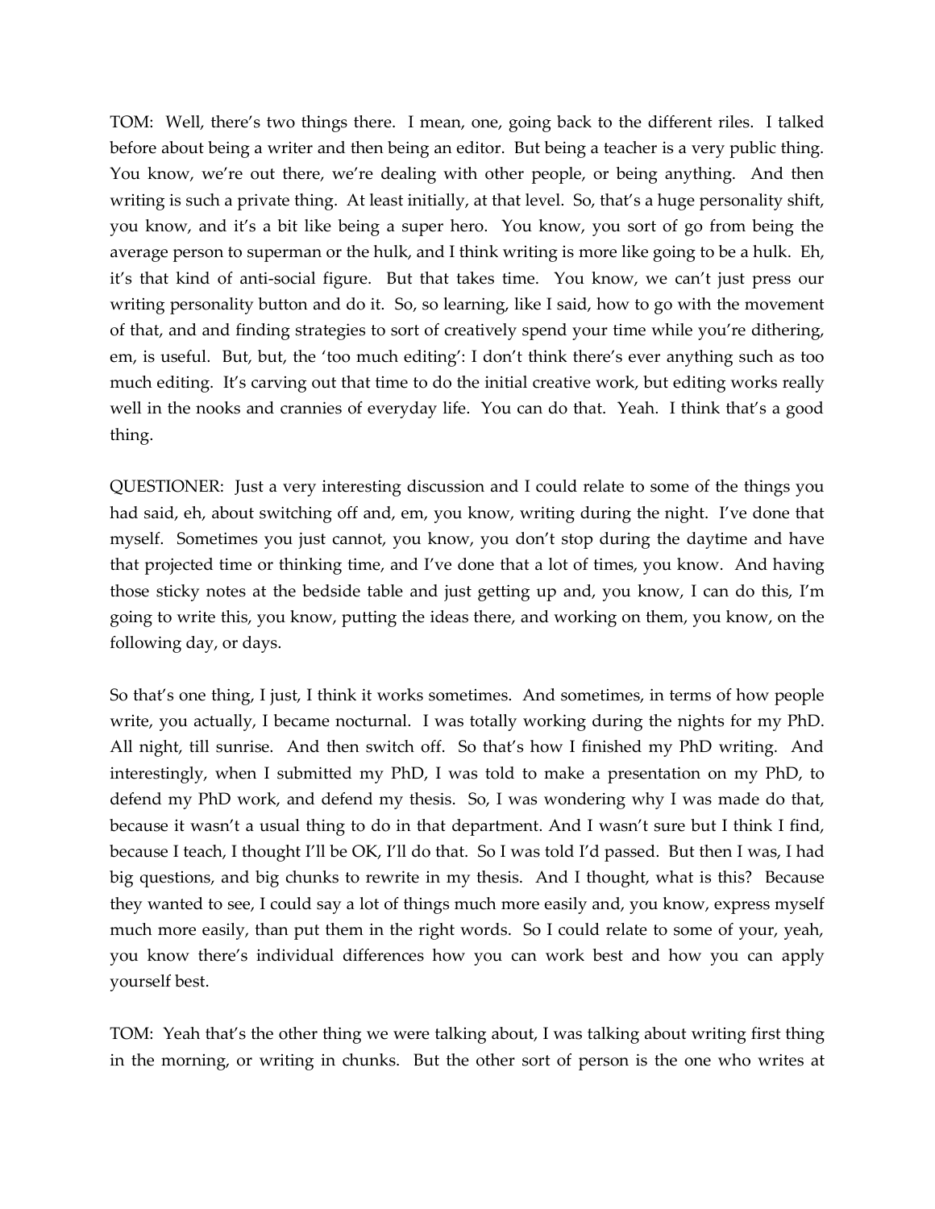TOM: Well, there's two things there. I mean, one, going back to the different riles. I talked before about being a writer and then being an editor. But being a teacher is a very public thing. You know, we're out there, we're dealing with other people, or being anything. And then writing is such a private thing. At least initially, at that level. So, that's a huge personality shift, you know, and it's a bit like being a super hero. You know, you sort of go from being the average person to superman or the hulk, and I think writing is more like going to be a hulk. Eh, it's that kind of anti-social figure. But that takes time. You know, we can't just press our writing personality button and do it. So, so learning, like I said, how to go with the movement of that, and and finding strategies to sort of creatively spend your time while you're dithering, em, is useful. But, but, the 'too much editing': I don't think there's ever anything such as too much editing. It's carving out that time to do the initial creative work, but editing works really well in the nooks and crannies of everyday life. You can do that. Yeah. I think that's a good thing.

QUESTIONER: Just a very interesting discussion and I could relate to some of the things you had said, eh, about switching off and, em, you know, writing during the night. I've done that myself. Sometimes you just cannot, you know, you don't stop during the daytime and have that projected time or thinking time, and I've done that a lot of times, you know. And having those sticky notes at the bedside table and just getting up and, you know, I can do this, I'm going to write this, you know, putting the ideas there, and working on them, you know, on the following day, or days.

So that's one thing, I just, I think it works sometimes. And sometimes, in terms of how people write, you actually, I became nocturnal. I was totally working during the nights for my PhD. All night, till sunrise. And then switch off. So that's how I finished my PhD writing. And interestingly, when I submitted my PhD, I was told to make a presentation on my PhD, to defend my PhD work, and defend my thesis. So, I was wondering why I was made do that, because it wasn't a usual thing to do in that department. And I wasn't sure but I think I find, because I teach, I thought I'll be OK, I'll do that. So I was told I'd passed. But then I was, I had big questions, and big chunks to rewrite in my thesis. And I thought, what is this? Because they wanted to see, I could say a lot of things much more easily and, you know, express myself much more easily, than put them in the right words. So I could relate to some of your, yeah, you know there's individual differences how you can work best and how you can apply yourself best.

TOM: Yeah that's the other thing we were talking about, I was talking about writing first thing in the morning, or writing in chunks. But the other sort of person is the one who writes at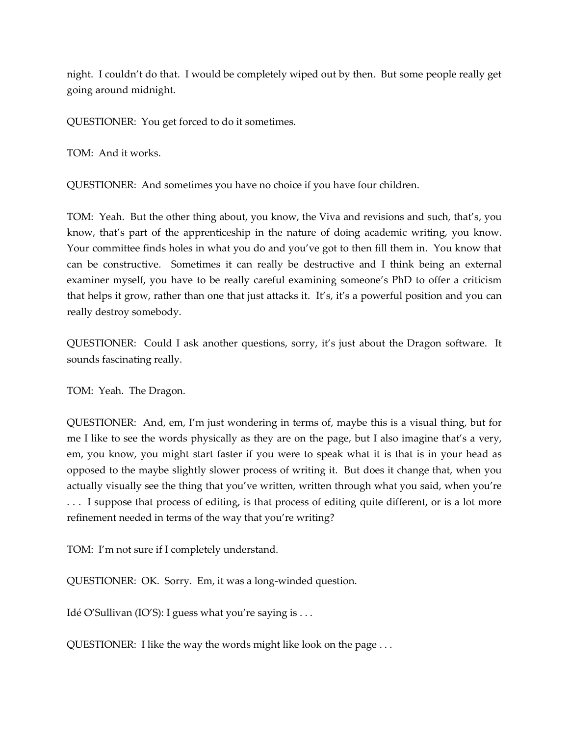night. I couldn't do that. I would be completely wiped out by then. But some people really get going around midnight.

QUESTIONER: You get forced to do it sometimes.

TOM: And it works.

QUESTIONER: And sometimes you have no choice if you have four children.

TOM: Yeah. But the other thing about, you know, the Viva and revisions and such, that's, you know, that's part of the apprenticeship in the nature of doing academic writing, you know. Your committee finds holes in what you do and you've got to then fill them in. You know that can be constructive. Sometimes it can really be destructive and I think being an external examiner myself, you have to be really careful examining someone's PhD to offer a criticism that helps it grow, rather than one that just attacks it. It's, it's a powerful position and you can really destroy somebody.

QUESTIONER: Could I ask another questions, sorry, it's just about the Dragon software. It sounds fascinating really.

TOM: Yeah. The Dragon.

QUESTIONER: And, em, I'm just wondering in terms of, maybe this is a visual thing, but for me I like to see the words physically as they are on the page, but I also imagine that's a very, em, you know, you might start faster if you were to speak what it is that is in your head as opposed to the maybe slightly slower process of writing it. But does it change that, when you actually visually see the thing that you've written, written through what you said, when you're . . . I suppose that process of editing, is that process of editing quite different, or is a lot more refinement needed in terms of the way that you're writing?

TOM: I'm not sure if I completely understand.

QUESTIONER: OK. Sorry. Em, it was a long-winded question.

Idé O'Sullivan (IO'S): I guess what you're saying is . . .

QUESTIONER: I like the way the words might like look on the page . . .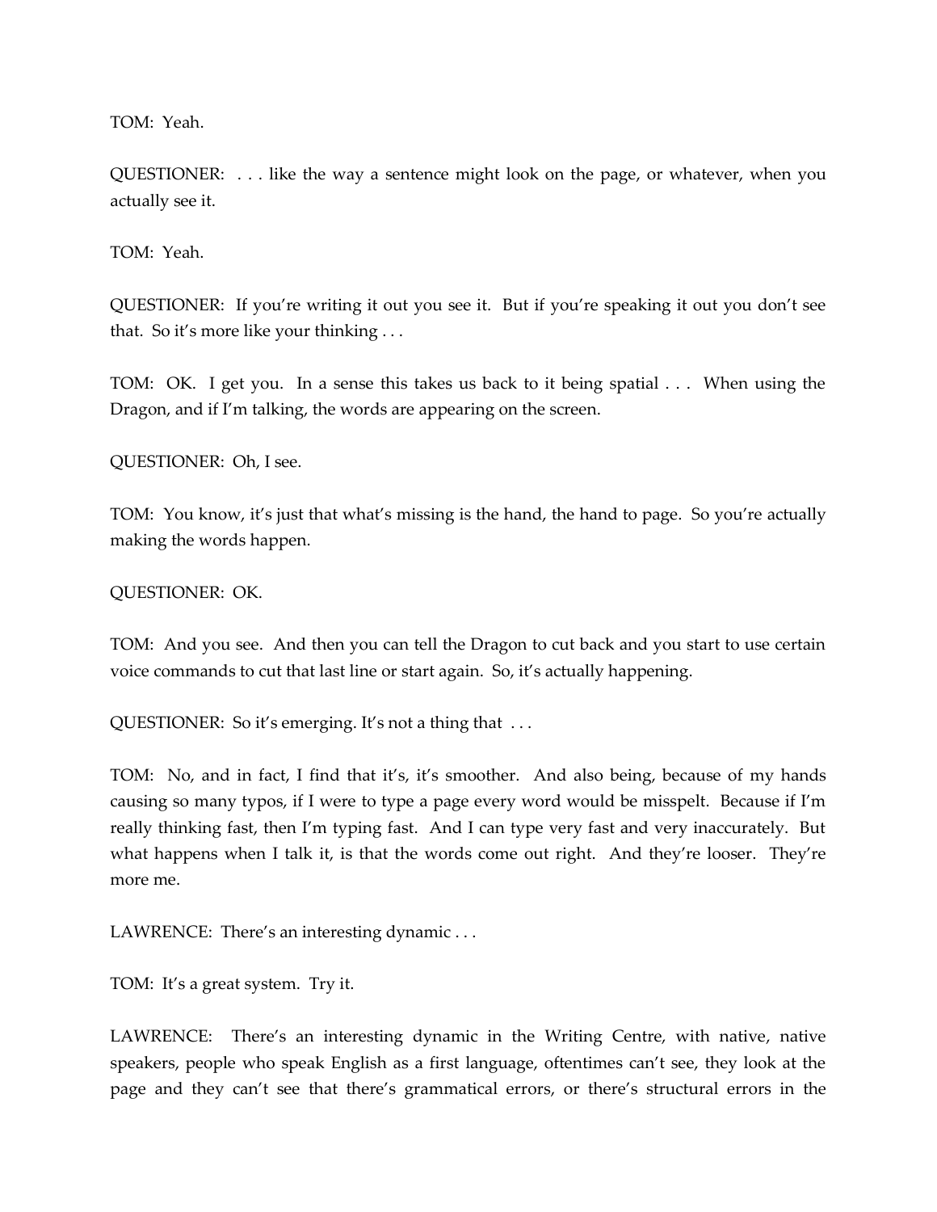TOM: Yeah.

QUESTIONER: . . . like the way a sentence might look on the page, or whatever, when you actually see it.

TOM: Yeah.

QUESTIONER: If you're writing it out you see it. But if you're speaking it out you don't see that. So it's more like your thinking . . .

TOM: OK. I get you. In a sense this takes us back to it being spatial . . . When using the Dragon, and if I'm talking, the words are appearing on the screen.

QUESTIONER: Oh, I see.

TOM: You know, it's just that what's missing is the hand, the hand to page. So you're actually making the words happen.

QUESTIONER: OK.

TOM: And you see. And then you can tell the Dragon to cut back and you start to use certain voice commands to cut that last line or start again. So, it's actually happening.

QUESTIONER: So it's emerging. It's not a thing that . . .

TOM: No, and in fact, I find that it's, it's smoother. And also being, because of my hands causing so many typos, if I were to type a page every word would be misspelt. Because if I'm really thinking fast, then I'm typing fast. And I can type very fast and very inaccurately. But what happens when I talk it, is that the words come out right. And they're looser. They're more me.

LAWRENCE: There's an interesting dynamic . . .

TOM: It's a great system. Try it.

LAWRENCE: There's an interesting dynamic in the Writing Centre, with native, native speakers, people who speak English as a first language, oftentimes can't see, they look at the page and they can't see that there's grammatical errors, or there's structural errors in the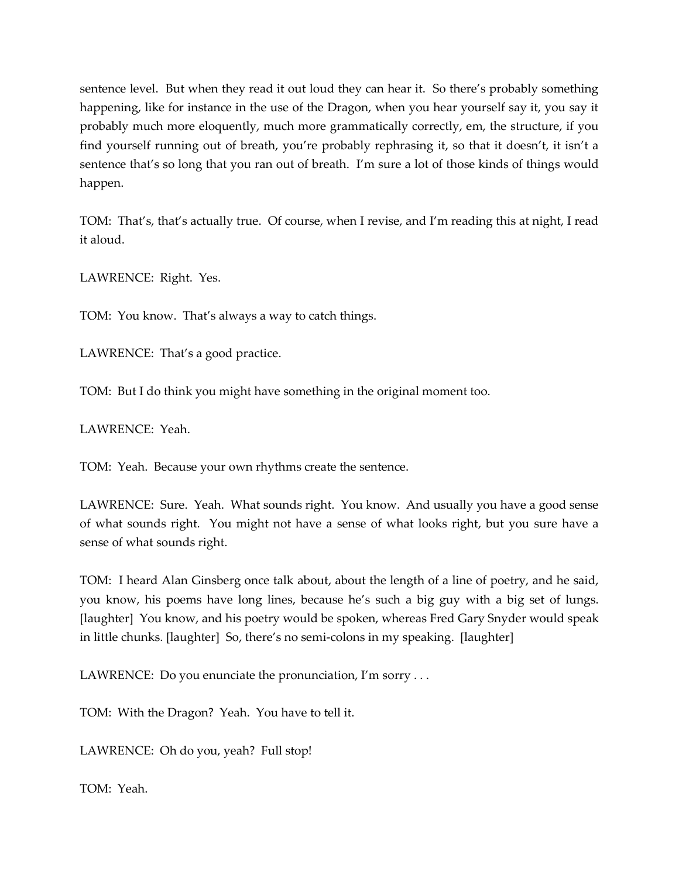sentence level. But when they read it out loud they can hear it. So there's probably something happening, like for instance in the use of the Dragon, when you hear yourself say it, you say it probably much more eloquently, much more grammatically correctly, em, the structure, if you find yourself running out of breath, you're probably rephrasing it, so that it doesn't, it isn't a sentence that's so long that you ran out of breath. I'm sure a lot of those kinds of things would happen.

TOM: That's, that's actually true. Of course, when I revise, and I'm reading this at night, I read it aloud.

LAWRENCE: Right. Yes.

TOM: You know. That's always a way to catch things.

LAWRENCE: That's a good practice.

TOM: But I do think you might have something in the original moment too.

LAWRENCE: Yeah.

TOM: Yeah. Because your own rhythms create the sentence.

LAWRENCE: Sure. Yeah. What sounds right. You know. And usually you have a good sense of what sounds right. You might not have a sense of what looks right, but you sure have a sense of what sounds right.

TOM: I heard Alan Ginsberg once talk about, about the length of a line of poetry, and he said, you know, his poems have long lines, because he's such a big guy with a big set of lungs. [laughter] You know, and his poetry would be spoken, whereas Fred Gary Snyder would speak in little chunks. [laughter] So, there's no semi-colons in my speaking. [laughter]

LAWRENCE: Do you enunciate the pronunciation, I'm sorry . . .

TOM: With the Dragon? Yeah. You have to tell it.

LAWRENCE: Oh do you, yeah? Full stop!

TOM: Yeah.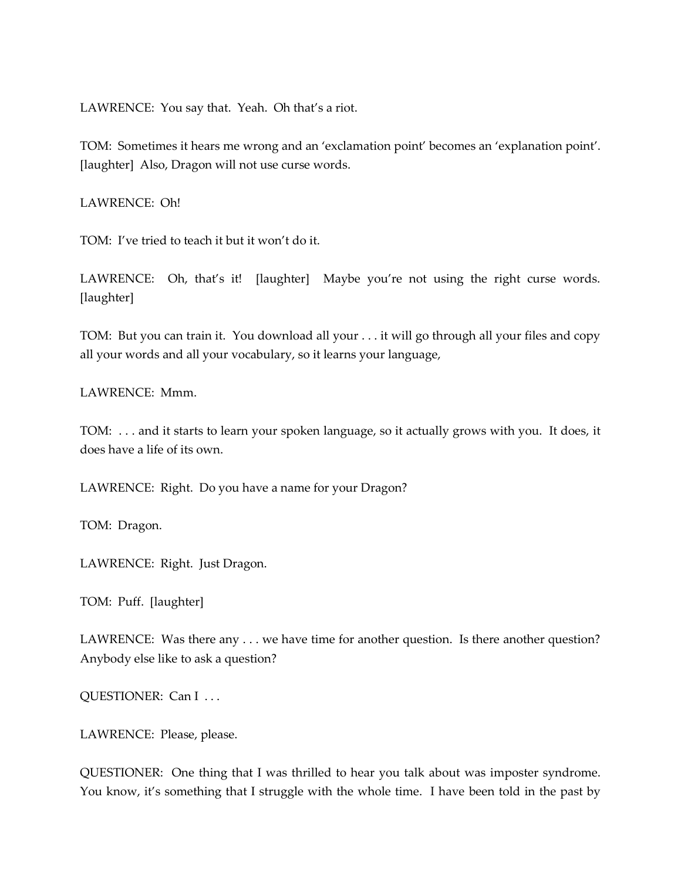LAWRENCE: You say that. Yeah. Oh that's a riot.

TOM: Sometimes it hears me wrong and an 'exclamation point' becomes an 'explanation point'. [laughter] Also, Dragon will not use curse words.

LAWRENCE: Oh!

TOM: I've tried to teach it but it won't do it.

LAWRENCE: Oh, that's it! [laughter] Maybe you're not using the right curse words. [laughter]

TOM: But you can train it. You download all your . . . it will go through all your files and copy all your words and all your vocabulary, so it learns your language,

LAWRENCE: Mmm.

TOM: . . . and it starts to learn your spoken language, so it actually grows with you. It does, it does have a life of its own.

LAWRENCE: Right. Do you have a name for your Dragon?

TOM: Dragon.

LAWRENCE: Right. Just Dragon.

TOM: Puff. [laughter]

LAWRENCE: Was there any . . . we have time for another question. Is there another question? Anybody else like to ask a question?

QUESTIONER: Can I . . .

LAWRENCE: Please, please.

QUESTIONER: One thing that I was thrilled to hear you talk about was imposter syndrome. You know, it's something that I struggle with the whole time. I have been told in the past by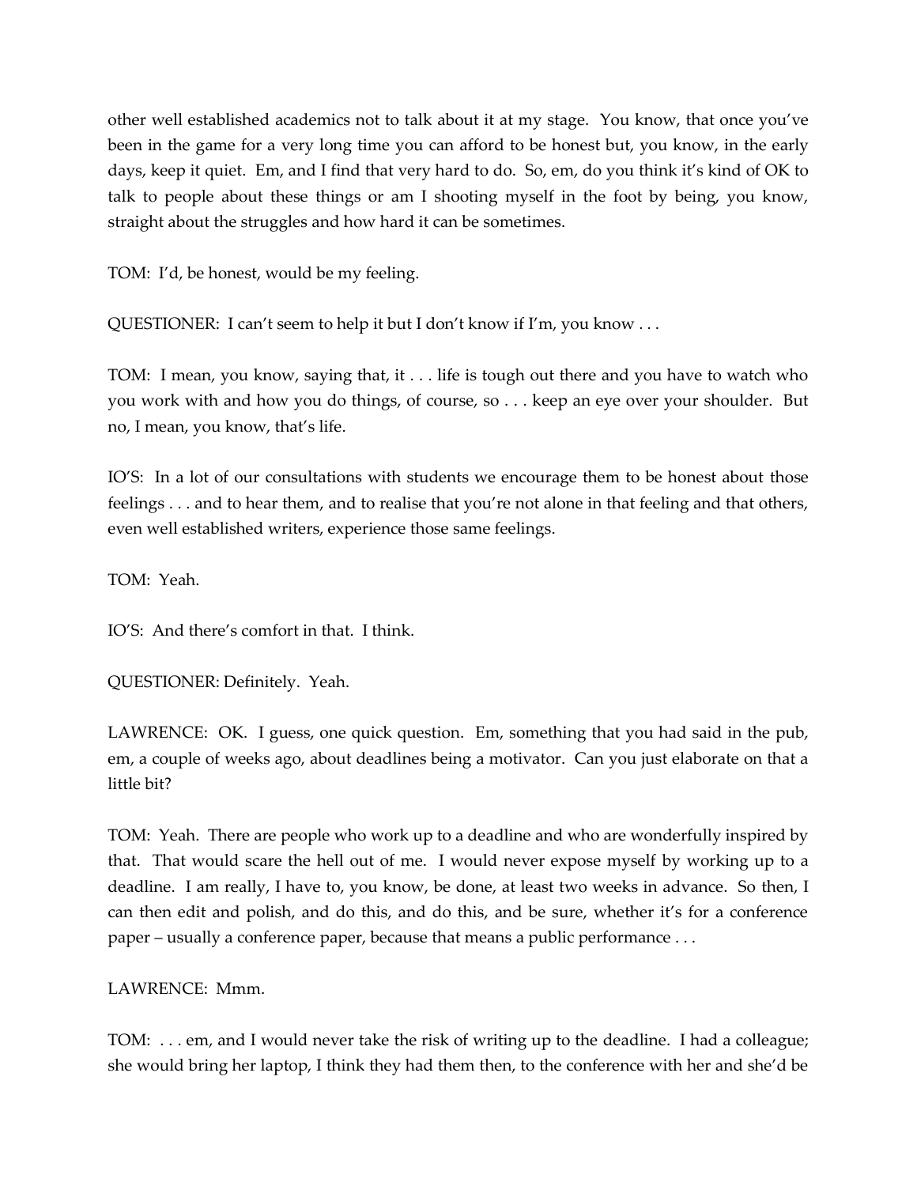other well established academics not to talk about it at my stage. You know, that once you've been in the game for a very long time you can afford to be honest but, you know, in the early days, keep it quiet. Em, and I find that very hard to do. So, em, do you think it's kind of OK to talk to people about these things or am I shooting myself in the foot by being, you know, straight about the struggles and how hard it can be sometimes.

TOM: I'd, be honest, would be my feeling.

QUESTIONER: I can't seem to help it but I don't know if I'm, you know . . .

TOM: I mean, you know, saying that, it . . . life is tough out there and you have to watch who you work with and how you do things, of course, so . . . keep an eye over your shoulder. But no, I mean, you know, that's life.

IO'S: In a lot of our consultations with students we encourage them to be honest about those feelings . . . and to hear them, and to realise that you're not alone in that feeling and that others, even well established writers, experience those same feelings.

TOM: Yeah.

IO'S: And there's comfort in that. I think.

QUESTIONER: Definitely. Yeah.

LAWRENCE: OK. I guess, one quick question. Em, something that you had said in the pub, em, a couple of weeks ago, about deadlines being a motivator. Can you just elaborate on that a little bit?

TOM: Yeah. There are people who work up to a deadline and who are wonderfully inspired by that. That would scare the hell out of me. I would never expose myself by working up to a deadline. I am really, I have to, you know, be done, at least two weeks in advance. So then, I can then edit and polish, and do this, and do this, and be sure, whether it's for a conference paper – usually a conference paper, because that means a public performance . . .

LAWRENCE: Mmm.

TOM: . . . em, and I would never take the risk of writing up to the deadline. I had a colleague; she would bring her laptop, I think they had them then, to the conference with her and she'd be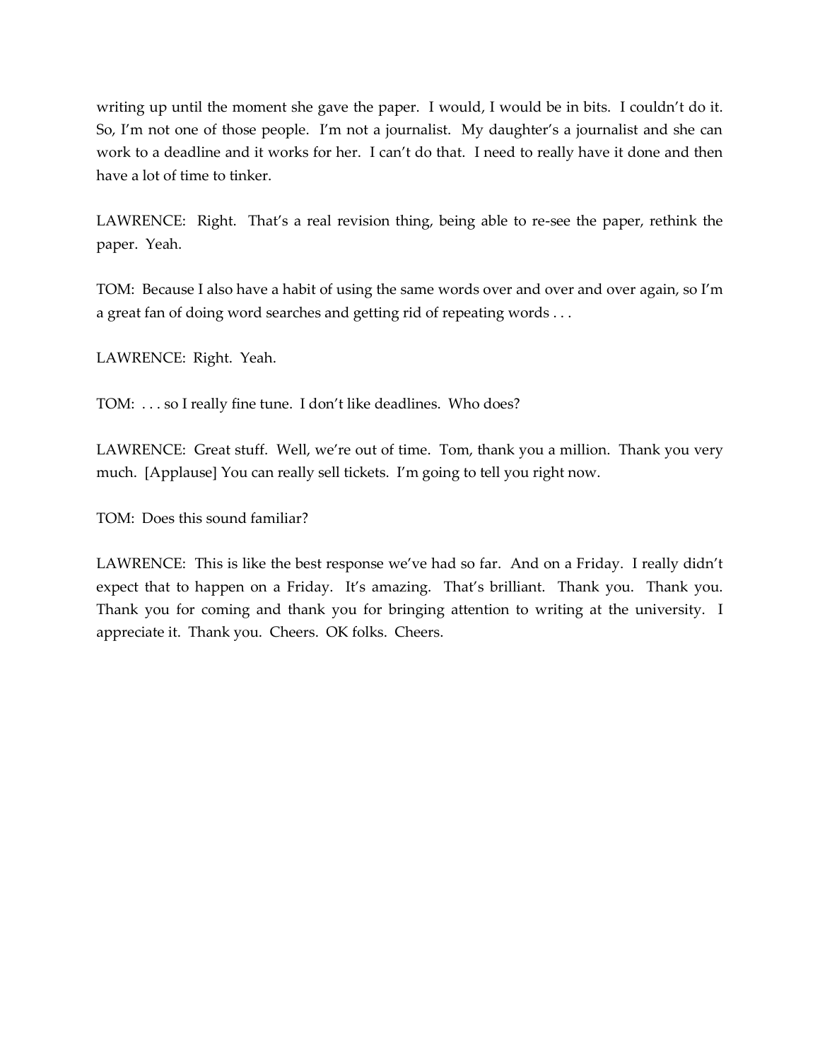writing up until the moment she gave the paper. I would, I would be in bits. I couldn't do it. So, I'm not one of those people. I'm not a journalist. My daughter's a journalist and she can work to a deadline and it works for her. I can't do that. I need to really have it done and then have a lot of time to tinker.

LAWRENCE: Right. That's a real revision thing, being able to re-see the paper, rethink the paper. Yeah.

TOM: Because I also have a habit of using the same words over and over and over again, so I'm a great fan of doing word searches and getting rid of repeating words . . .

LAWRENCE: Right. Yeah.

TOM: . . . so I really fine tune. I don't like deadlines. Who does?

LAWRENCE: Great stuff. Well, we're out of time. Tom, thank you a million. Thank you very much. [Applause] You can really sell tickets. I'm going to tell you right now.

TOM: Does this sound familiar?

LAWRENCE: This is like the best response we've had so far. And on a Friday. I really didn't expect that to happen on a Friday. It's amazing. That's brilliant. Thank you. Thank you. Thank you for coming and thank you for bringing attention to writing at the university. I appreciate it. Thank you. Cheers. OK folks. Cheers.